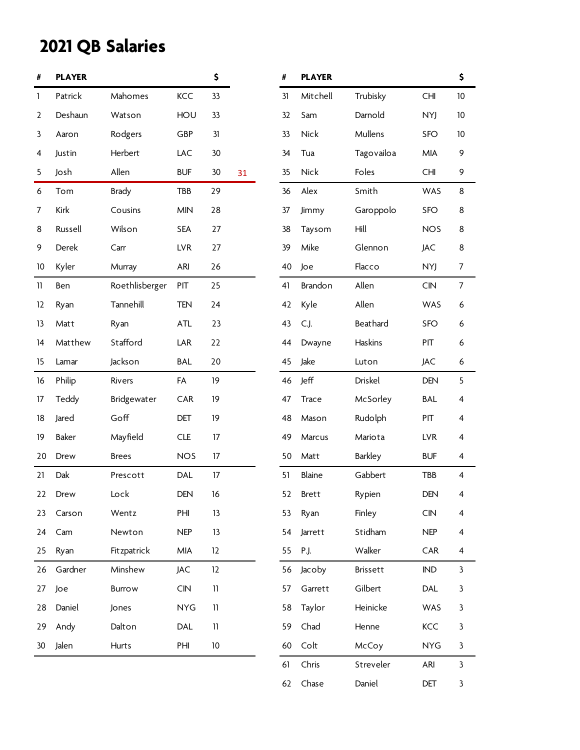# 2021 QB Salaries

| # | PLAYER | | | $ | |
|---|---|---|---|---|---|
| 1 | Patrick | Mahomes | KCC | 33 | |
| 2 | Deshaun | Watson | HOU | 33 | |
| 3 | Aaron | Rodgers | GBP | 31 | |
| 4 | Justin | Herbert | LAC | 30 | |
| 5 | Josh | Allen | BUF | 30 | 31 |
| 6 | Tom | Brady | TBB | 29 | |
| 7 | Kirk | Cousins | MIN | 28 | |
| 8 | Russell | Wilson | SEA | 27 | |
| 9 | Derek | Carr | LVR | 27 | |
| 10 | Kyler | Murray | ARI | 26 | |
| 11 | Ben | Roethlisberger | PIT | 25 | |
| 12 | Ryan | Tannehill | TEN | 24 | |
| 13 | Matt | Ryan | ATL | 23 | |
| 14 | Matthew | Stafford | LAR | 22 | |
| 15 | Lamar | Jackson | BAL | 20 | |
| 16 | Philip | Rivers | FA | 19 | |
| 17 | Teddy | Bridgewater | CAR | 19 | |
| 18 | Jared | Goff | DET | 19 | |
| 19 | Baker | Mayfield | CLE | 17 | |
| 20 | Drew | Brees | NOS | 17 | |
| 21 | Dak | Prescott | DAL | 17 | |
| 22 | Drew | Lock | DEN | 16 | |
| 23 | Carson | Wentz | PHI | 13 | |
| 24 | Cam | Newton | NEP | 13 | |
| 25 | Ryan | Fitzpatrick | MIA | 12 | |
| 26 | Gardner | Minshew | JAC | 12 | |
| 27 | Joe | Burrow | CIN | 11 | |
| 28 | Daniel | Jones | NYG | 11 | |
| 29 | Andy | Dalton | DAL | 11 | |
| 30 | Jalen | Hurts | PHI | 10 | |
| 31 | Mitchell | Trubisky | CHI | 10 | |
| 32 | Sam | Darnold | NYJ | 10 | |
| 33 | Nick | Mullens | SFO | 10 | |
| 34 | Tua | Tagovailoa | MIA | 9 | |
| 35 | Nick | Foles | CHI | 9 | |
| 36 | Alex | Smith | WAS | 8 | |
| 37 | Jimmy | Garoppolo | SFO | 8 | |
| 38 | Taysom | Hill | NOS | 8 | |
| 39 | Mike | Glennon | JAC | 8 | |
| 40 | Joe | Flacco | NYJ | 7 | |
| 41 | Brandon | Allen | CIN | 7 | |
| 42 | Kyle | Allen | WAS | 6 | |
| 43 | C.J. | Beathard | SFO | 6 | |
| 44 | Dwayne | Haskins | PIT | 6 | |
| 45 | Jake | Luton | JAC | 6 | |
| 46 | Jeff | Driskel | DEN | 5 | |
| 47 | Trace | McSorley | BAL | 4 | |
| 48 | Mason | Rudolph | PIT | 4 | |
| 49 | Marcus | Mariota | LVR | 4 | |
| 50 | Matt | Barkley | BUF | 4 | |
| 51 | Blaine | Gabbert | TBB | 4 | |
| 52 | Brett | Rypien | DEN | 4 | |
| 53 | Ryan | Finley | CIN | 4 | |
| 54 | Jarrett | Stidham | NEP | 4 | |
| 55 | P.J. | Walker | CAR | 4 | |
| 56 | Jacoby | Brissett | IND | 3 | |
| 57 | Garrett | Gilbert | DAL | 3 | |
| 58 | Taylor | Heinicke | WAS | 3 | |
| 59 | Chad | Henne | KCC | 3 | |
| 60 | Colt | McCoy | NYG | 3 | |
| 61 | Chris | Streveler | ARI | 3 | |
| 62 | Chase | Daniel | DET | 3 | |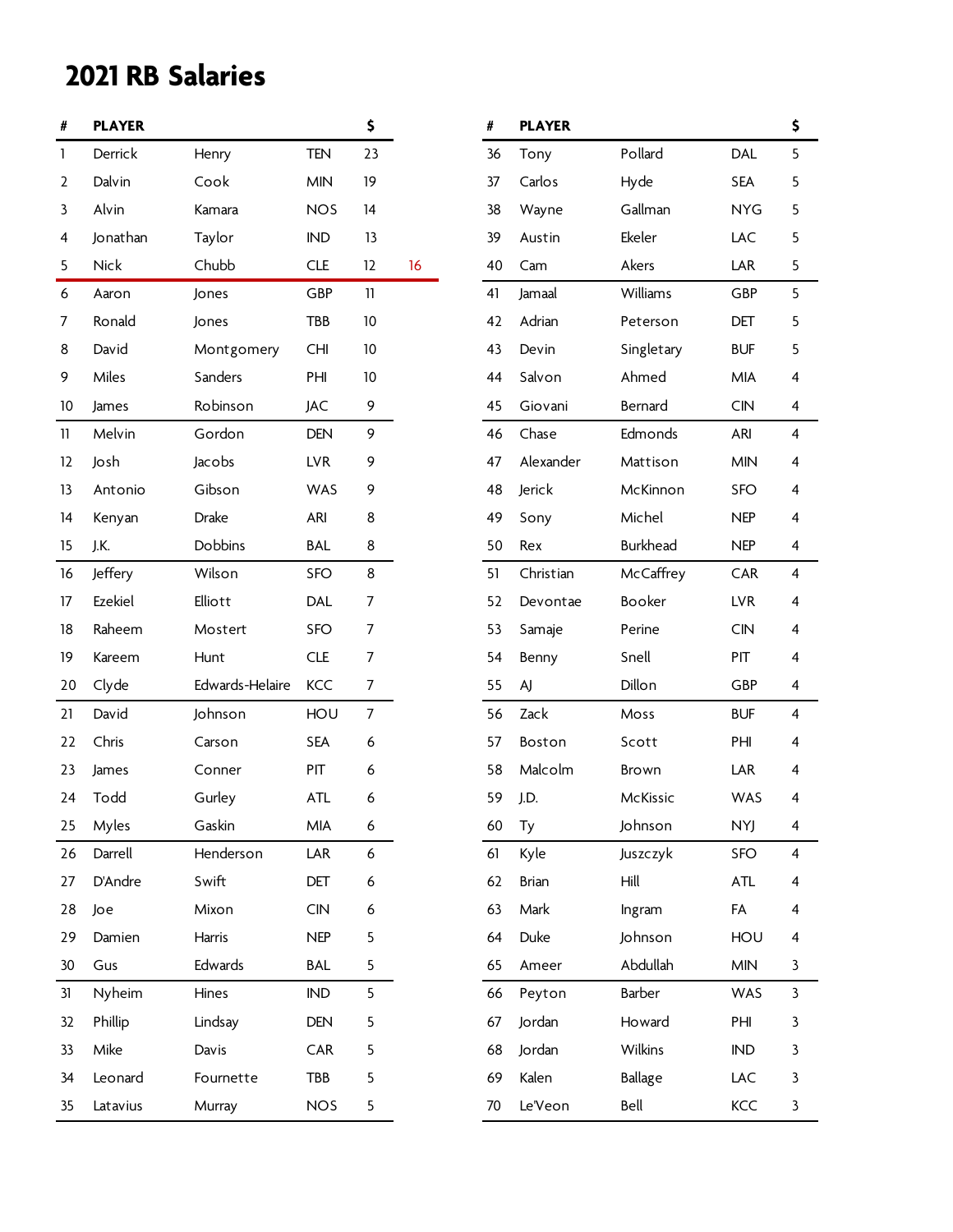# 2021 RB Salaries

| # | PLAYER | | | $ | |
|---|---|---|---|---|---|
| 1 | Derrick | Henry | TEN | 23 | |
| 2 | Dalvin | Cook | MIN | 19 | |
| 3 | Alvin | Kamara | NOS | 14 | |
| 4 | Jonathan | Taylor | IND | 13 | |
| 5 | Nick | Chubb | CLE | 12 | 16 |
| 6 | Aaron | Jones | GBP | 11 | |
| 7 | Ronald | Jones | TBB | 10 | |
| 8 | David | Montgomery | CHI | 10 | |
| 9 | Miles | Sanders | PHI | 10 | |
| 10 | James | Robinson | JAC | 9 | |
| 11 | Melvin | Gordon | DEN | 9 | |
| 12 | Josh | Jacobs | LVR | 9 | |
| 13 | Antonio | Gibson | WAS | 9 | |
| 14 | Kenyan | Drake | ARI | 8 | |
| 15 | J.K. | Dobbins | BAL | 8 | |
| 16 | Jeffery | Wilson | SFO | 8 | |
| 17 | Ezekiel | Elliott | DAL | 7 | |
| 18 | Raheem | Mostert | SFO | 7 | |
| 19 | Kareem | Hunt | CLE | 7 | |
| 20 | Clyde | Edwards-Helaire | KCC | 7 | |
| 21 | David | Johnson | HOU | 7 | |
| 22 | Chris | Carson | SEA | 6 | |
| 23 | James | Conner | PIT | 6 | |
| 24 | Todd | Gurley | ATL | 6 | |
| 25 | Myles | Gaskin | MIA | 6 | |
| 26 | Darrell | Henderson | LAR | 6 | |
| 27 | D'Andre | Swift | DET | 6 | |
| 28 | Joe | Mixon | CIN | 6 | |
| 29 | Damien | Harris | NEP | 5 | |
| 30 | Gus | Edwards | BAL | 5 | |
| 31 | Nyheim | Hines | IND | 5 | |
| 32 | Phillip | Lindsay | DEN | 5 | |
| 33 | Mike | Davis | CAR | 5 | |
| 34 | Leonard | Fournette | TBB | 5 | |
| 35 | Latavius | Murray | NOS | 5 | |
| 36 | Tony | Pollard | DAL | 5 | |
| 37 | Carlos | Hyde | SEA | 5 | |
| 38 | Wayne | Gallman | NYG | 5 | |
| 39 | Austin | Ekeler | LAC | 5 | |
| 40 | Cam | Akers | LAR | 5 | |
| 41 | Jamaal | Williams | GBP | 5 | |
| 42 | Adrian | Peterson | DET | 5 | |
| 43 | Devin | Singletary | BUF | 5 | |
| 44 | Salvon | Ahmed | MIA | 4 | |
| 45 | Giovani | Bernard | CIN | 4 | |
| 46 | Chase | Edmonds | ARI | 4 | |
| 47 | Alexander | Mattison | MIN | 4 | |
| 48 | Jerick | McKinnon | SFO | 4 | |
| 49 | Sony | Michel | NEP | 4 | |
| 50 | Rex | Burkhead | NEP | 4 | |
| 51 | Christian | McCaffrey | CAR | 4 | |
| 52 | Devontae | Booker | LVR | 4 | |
| 53 | Samaje | Perine | CIN | 4 | |
| 54 | Benny | Snell | PIT | 4 | |
| 55 | AJ | Dillon | GBP | 4 | |
| 56 | Zack | Moss | BUF | 4 | |
| 57 | Boston | Scott | PHI | 4 | |
| 58 | Malcolm | Brown | LAR | 4 | |
| 59 | J.D. | McKissic | WAS | 4 | |
| 60 | Ty | Johnson | NYJ | 4 | |
| 61 | Kyle | Juszczyk | SFO | 4 | |
| 62 | Brian | Hill | ATL | 4 | |
| 63 | Mark | Ingram | FA | 4 | |
| 64 | Duke | Johnson | HOU | 4 | |
| 65 | Ameer | Abdullah | MIN | 3 | |
| 66 | Peyton | Barber | WAS | 3 | |
| 67 | Jordan | Howard | PHI | 3 | |
| 68 | Jordan | Wilkins | IND | 3 | |
| 69 | Kalen | Ballage | LAC | 3 | |
| 70 | Le'Veon | Bell | KCC | 3 | |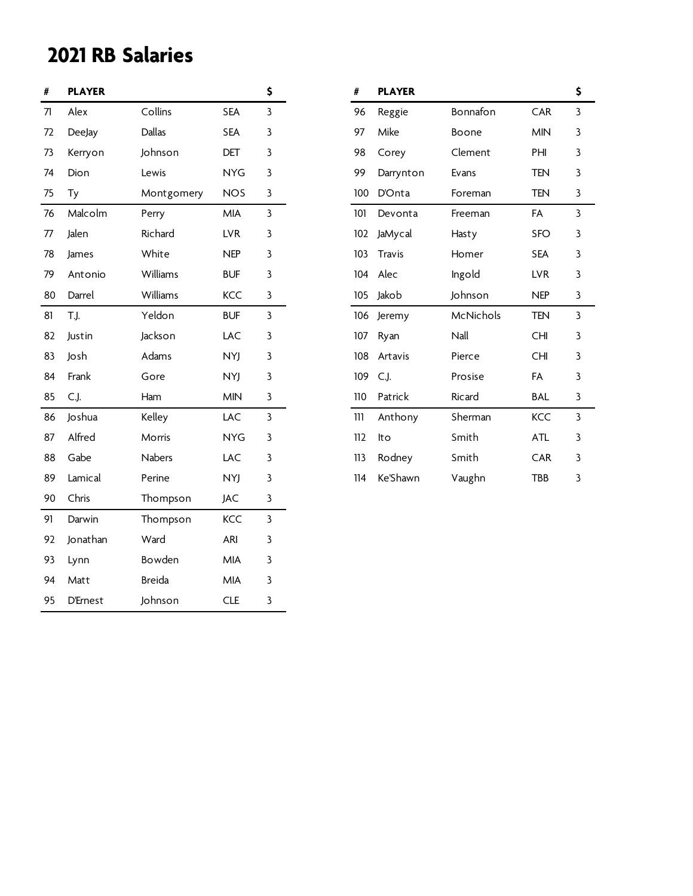# 2021 RB Salaries

| # | PLAYER | | | $ |
|---|---|---|---|---|
| 71 | Alex | Collins | SEA | 3 |
| 72 | DeeJay | Dallas | SEA | 3 |
| 73 | Kerryon | Johnson | DET | 3 |
| 74 | Dion | Lewis | NYG | 3 |
| 75 | Ty | Montgomery | NOS | 3 |
| 76 | Malcolm | Perry | MIA | 3 |
| 77 | Jalen | Richard | LVR | 3 |
| 78 | James | White | NEP | 3 |
| 79 | Antonio | Williams | BUF | 3 |
| 80 | Darrel | Williams | KCC | 3 |
| 81 | T.J. | Yeldon | BUF | 3 |
| 82 | Justin | Jackson | LAC | 3 |
| 83 | Josh | Adams | NYJ | 3 |
| 84 | Frank | Gore | NYJ | 3 |
| 85 | C.J. | Ham | MIN | 3 |
| 86 | Joshua | Kelley | LAC | 3 |
| 87 | Alfred | Morris | NYG | 3 |
| 88 | Gabe | Nabers | LAC | 3 |
| 89 | Lamical | Perine | NYJ | 3 |
| 90 | Chris | Thompson | JAC | 3 |
| 91 | Darwin | Thompson | KCC | 3 |
| 92 | Jonathan | Ward | ARI | 3 |
| 93 | Lynn | Bowden | MIA | 3 |
| 94 | Matt | Breida | MIA | 3 |
| 95 | D'Ernest | Johnson | CLE | 3 |
| 96 | Reggie | Bonnafon | CAR | 3 |
| 97 | Mike | Boone | MIN | 3 |
| 98 | Corey | Clement | PHI | 3 |
| 99 | Darrynton | Evans | TEN | 3 |
| 100 | D'Onta | Foreman | TEN | 3 |
| 101 | Devonta | Freeman | FA | 3 |
| 102 | JaMycal | Hasty | SFO | 3 |
| 103 | Travis | Homer | SEA | 3 |
| 104 | Alec | Ingold | LVR | 3 |
| 105 | Jakob | Johnson | NEP | 3 |
| 106 | Jeremy | McNichols | TEN | 3 |
| 107 | Ryan | Nall | CHI | 3 |
| 108 | Artavis | Pierce | CHI | 3 |
| 109 | C.J. | Prosise | FA | 3 |
| 110 | Patrick | Ricard | BAL | 3 |
| 111 | Anthony | Sherman | KCC | 3 |
| 112 | Ito | Smith | ATL | 3 |
| 113 | Rodney | Smith | CAR | 3 |
| 114 | Ke'Shawn | Vaughn | TBB | 3 |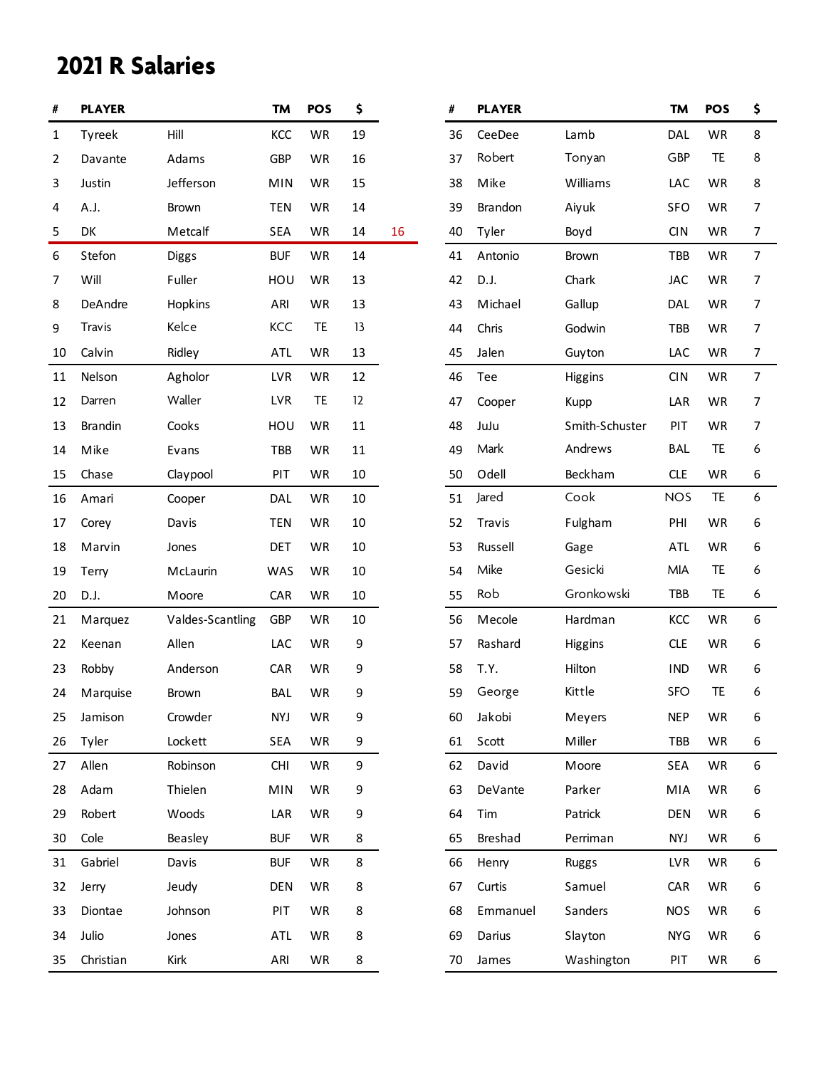# 2021 R Salaries

| # | PLAYER | | TM | POS | $ | |
|---|---|---|---|---|---|---|
| 1 | Tyreek | Hill | KCC | WR | 19 | |
| 2 | Davante | Adams | GBP | WR | 16 | |
| 3 | Justin | Jefferson | MIN | WR | 15 | |
| 4 | A.J. | Brown | TEN | WR | 14 | |
| 5 | DK | Metcalf | SEA | WR | 14 | 16 |
| 6 | Stefon | Diggs | BUF | WR | 14 | |
| 7 | Will | Fuller | HOU | WR | 13 | |
| 8 | DeAndre | Hopkins | ARI | WR | 13 | |
| 9 | Travis | Kelce | KCC | TE | 13 | |
| 10 | Calvin | Ridley | ATL | WR | 13 | |
| 11 | Nelson | Agholor | LVR | WR | 12 | |
| 12 | Darren | Waller | LVR | TE | 12 | |
| 13 | Brandin | Cooks | HOU | WR | 11 | |
| 14 | Mike | Evans | TBB | WR | 11 | |
| 15 | Chase | Claypool | PIT | WR | 10 | |
| 16 | Amari | Cooper | DAL | WR | 10 | |
| 17 | Corey | Davis | TEN | WR | 10 | |
| 18 | Marvin | Jones | DET | WR | 10 | |
| 19 | Terry | McLaurin | WAS | WR | 10 | |
| 20 | D.J. | Moore | CAR | WR | 10 | |
| 21 | Marquez | Valdes-Scantling | GBP | WR | 10 | |
| 22 | Keenan | Allen | LAC | WR | 9 | |
| 23 | Robby | Anderson | CAR | WR | 9 | |
| 24 | Marquise | Brown | BAL | WR | 9 | |
| 25 | Jamison | Crowder | NYJ | WR | 9 | |
| 26 | Tyler | Lockett | SEA | WR | 9 | |
| 27 | Allen | Robinson | CHI | WR | 9 | |
| 28 | Adam | Thielen | MIN | WR | 9 | |
| 29 | Robert | Woods | LAR | WR | 9 | |
| 30 | Cole | Beasley | BUF | WR | 8 | |
| 31 | Gabriel | Davis | BUF | WR | 8 | |
| 32 | Jerry | Jeudy | DEN | WR | 8 | |
| 33 | Diontae | Johnson | PIT | WR | 8 | |
| 34 | Julio | Jones | ATL | WR | 8 | |
| 35 | Christian | Kirk | ARI | WR | 8 | |
| 36 | CeeDee | Lamb | DAL | WR | 8 | |
| 37 | Robert | Tonyan | GBP | TE | 8 | |
| 38 | Mike | Williams | LAC | WR | 8 | |
| 39 | Brandon | Aiyuk | SFO | WR | 7 | |
| 40 | Tyler | Boyd | CIN | WR | 7 | |
| 41 | Antonio | Brown | TBB | WR | 7 | |
| 42 | D.J. | Chark | JAC | WR | 7 | |
| 43 | Michael | Gallup | DAL | WR | 7 | |
| 44 | Chris | Godwin | TBB | WR | 7 | |
| 45 | Jalen | Guyton | LAC | WR | 7 | |
| 46 | Tee | Higgins | CIN | WR | 7 | |
| 47 | Cooper | Kupp | LAR | WR | 7 | |
| 48 | JuJu | Smith-Schuster | PIT | WR | 7 | |
| 49 | Mark | Andrews | BAL | TE | 6 | |
| 50 | Odell | Beckham | CLE | WR | 6 | |
| 51 | Jared | Cook | NOS | TE | 6 | |
| 52 | Travis | Fulgham | PHI | WR | 6 | |
| 53 | Russell | Gage | ATL | WR | 6 | |
| 54 | Mike | Gesicki | MIA | TE | 6 | |
| 55 | Rob | Gronkowski | TBB | TE | 6 | |
| 56 | Mecole | Hardman | KCC | WR | 6 | |
| 57 | Rashard | Higgins | CLE | WR | 6 | |
| 58 | T.Y. | Hilton | IND | WR | 6 | |
| 59 | George | Kittle | SFO | TE | 6 | |
| 60 | Jakobi | Meyers | NEP | WR | 6 | |
| 61 | Scott | Miller | TBB | WR | 6 | |
| 62 | David | Moore | SEA | WR | 6 | |
| 63 | DeVante | Parker | MIA | WR | 6 | |
| 64 | Tim | Patrick | DEN | WR | 6 | |
| 65 | Breshad | Perriman | NYJ | WR | 6 | |
| 66 | Henry | Ruggs | LVR | WR | 6 | |
| 67 | Curtis | Samuel | CAR | WR | 6 | |
| 68 | Emmanuel | Sanders | NOS | WR | 6 | |
| 69 | Darius | Slayton | NYG | WR | 6 | |
| 70 | James | Washington | PIT | WR | 6 | |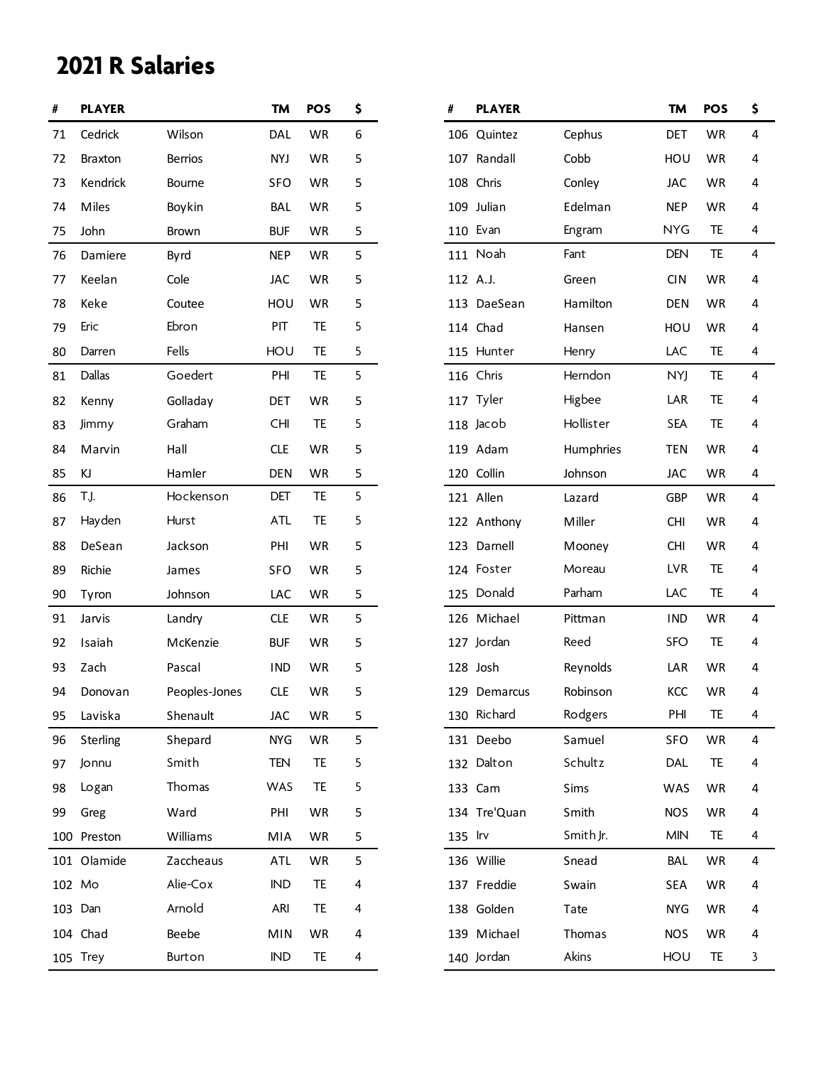# 2021 R Salaries

| # | PLAYER | | TM | POS | $ |
|---|---|---|---|---|---|
| 71 | Cedrick | Wilson | DAL | WR | 6 |
| 72 | Braxton | Berrios | NYJ | WR | 5 |
| 73 | Kendrick | Bourne | SFO | WR | 5 |
| 74 | Miles | Boykin | BAL | WR | 5 |
| 75 | John | Brown | BUF | WR | 5 |
| 76 | Damiere | Byrd | NEP | WR | 5 |
| 77 | Keelan | Cole | JAC | WR | 5 |
| 78 | Keke | Coutee | HOU | WR | 5 |
| 79 | Eric | Ebron | PIT | TE | 5 |
| 80 | Darren | Fells | HOU | TE | 5 |
| 81 | Dallas | Goedert | PHI | TE | 5 |
| 82 | Kenny | Golladay | DET | WR | 5 |
| 83 | Jimmy | Graham | CHI | TE | 5 |
| 84 | Marvin | Hall | CLE | WR | 5 |
| 85 | KJ | Hamler | DEN | WR | 5 |
| 86 | T.J. | Hockenson | DET | TE | 5 |
| 87 | Hayden | Hurst | ATL | TE | 5 |
| 88 | DeSean | Jackson | PHI | WR | 5 |
| 89 | Richie | James | SFO | WR | 5 |
| 90 | Tyron | Johnson | LAC | WR | 5 |
| 91 | Jarvis | Landry | CLE | WR | 5 |
| 92 | Isaiah | McKenzie | BUF | WR | 5 |
| 93 | Zach | Pascal | IND | WR | 5 |
| 94 | Donovan | Peoples-Jones | CLE | WR | 5 |
| 95 | Laviska | Shenault | JAC | WR | 5 |
| 96 | Sterling | Shepard | NYG | WR | 5 |
| 97 | Jonnu | Smith | TEN | TE | 5 |
| 98 | Logan | Thomas | WAS | TE | 5 |
| 99 | Greg | Ward | PHI | WR | 5 |
| 100 | Preston | Williams | MIA | WR | 5 |
| 101 | Olamide | Zaccheaus | ATL | WR | 5 |
| 102 | Mo | Alie-Cox | IND | TE | 4 |
| 103 | Dan | Arnold | ARI | TE | 4 |
| 104 | Chad | Beebe | MIN | WR | 4 |
| 105 | Trey | Burton | IND | TE | 4 |
| 106 | Quintez | Cephus | DET | WR | 4 |
| 107 | Randall | Cobb | HOU | WR | 4 |
| 108 | Chris | Conley | JAC | WR | 4 |
| 109 | Julian | Edelman | NEP | WR | 4 |
| 110 | Evan | Engram | NYG | TE | 4 |
| 111 | Noah | Fant | DEN | TE | 4 |
| 112 | A.J. | Green | CIN | WR | 4 |
| 113 | DaeSean | Hamilton | DEN | WR | 4 |
| 114 | Chad | Hansen | HOU | WR | 4 |
| 115 | Hunter | Henry | LAC | TE | 4 |
| 116 | Chris | Herndon | NYJ | TE | 4 |
| 117 | Tyler | Higbee | LAR | TE | 4 |
| 118 | Jacob | Hollister | SEA | TE | 4 |
| 119 | Adam | Humphries | TEN | WR | 4 |
| 120 | Collin | Johnson | JAC | WR | 4 |
| 121 | Allen | Lazard | GBP | WR | 4 |
| 122 | Anthony | Miller | CHI | WR | 4 |
| 123 | Darnell | Mooney | CHI | WR | 4 |
| 124 | Foster | Moreau | LVR | TE | 4 |
| 125 | Donald | Parham | LAC | TE | 4 |
| 126 | Michael | Pittman | IND | WR | 4 |
| 127 | Jordan | Reed | SFO | TE | 4 |
| 128 | Josh | Reynolds | LAR | WR | 4 |
| 129 | Demarcus | Robinson | KCC | WR | 4 |
| 130 | Richard | Rodgers | PHI | TE | 4 |
| 131 | Deebo | Samuel | SFO | WR | 4 |
| 132 | Dalton | Schultz | DAL | TE | 4 |
| 133 | Cam | Sims | WAS | WR | 4 |
| 134 | Tre'Quan | Smith | NOS | WR | 4 |
| 135 | Irv | Smith Jr. | MIN | TE | 4 |
| 136 | Willie | Snead | BAL | WR | 4 |
| 137 | Freddie | Swain | SEA | WR | 4 |
| 138 | Golden | Tate | NYG | WR | 4 |
| 139 | Michael | Thomas | NOS | WR | 4 |
| 140 | Jordan | Akins | HOU | TE | 3 |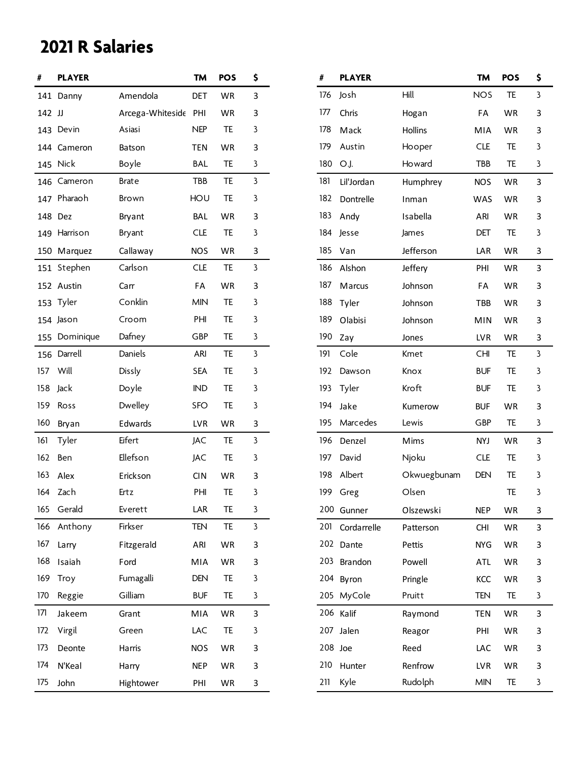# 2021 R Salaries

| # | PLAYER | | TM | POS | $ |
|---|---|---|---|---|---|
| 141 | Danny | Amendola | DET | WR | 3 |
| 142 | JJ | Arcega-Whiteside | PHI | WR | 3 |
| 143 | Devin | Asiasi | NEP | TE | 3 |
| 144 | Cameron | Batson | TEN | WR | 3 |
| 145 | Nick | Boyle | BAL | TE | 3 |
| 146 | Cameron | Brate | TBB | TE | 3 |
| 147 | Pharaoh | Brown | HOU | TE | 3 |
| 148 | Dez | Bryant | BAL | WR | 3 |
| 149 | Harrison | Bryant | CLE | TE | 3 |
| 150 | Marquez | Callaway | NOS | WR | 3 |
| 151 | Stephen | Carlson | CLE | TE | 3 |
| 152 | Austin | Carr | FA | WR | 3 |
| 153 | Tyler | Conklin | MIN | TE | 3 |
| 154 | Jason | Croom | PHI | TE | 3 |
| 155 | Dominique | Dafney | GBP | TE | 3 |
| 156 | Darrell | Daniels | ARI | TE | 3 |
| 157 | Will | Dissly | SEA | TE | 3 |
| 158 | Jack | Doyle | IND | TE | 3 |
| 159 | Ross | Dwelley | SFO | TE | 3 |
| 160 | Bryan | Edwards | LVR | WR | 3 |
| 161 | Tyler | Eifert | JAC | TE | 3 |
| 162 | Ben | Ellefson | JAC | TE | 3 |
| 163 | Alex | Erickson | CIN | WR | 3 |
| 164 | Zach | Ertz | PHI | TE | 3 |
| 165 | Gerald | Everett | LAR | TE | 3 |
| 166 | Anthony | Firkser | TEN | TE | 3 |
| 167 | Larry | Fitzgerald | ARI | WR | 3 |
| 168 | Isaiah | Ford | MIA | WR | 3 |
| 169 | Troy | Fumagalli | DEN | TE | 3 |
| 170 | Reggie | Gilliam | BUF | TE | 3 |
| 171 | Jakeem | Grant | MIA | WR | 3 |
| 172 | Virgil | Green | LAC | TE | 3 |
| 173 | Deonte | Harris | NOS | WR | 3 |
| 174 | N'Keal | Harry | NEP | WR | 3 |
| 175 | John | Hightower | PHI | WR | 3 |
| 176 | Josh | Hill | NOS | TE | 3 |
| 177 | Chris | Hogan | FA | WR | 3 |
| 178 | Mack | Hollins | MIA | WR | 3 |
| 179 | Austin | Hooper | CLE | TE | 3 |
| 180 | O.J. | Howard | TBB | TE | 3 |
| 181 | Lil'Jordan | Humphrey | NOS | WR | 3 |
| 182 | Dontrelle | Inman | WAS | WR | 3 |
| 183 | Andy | Isabella | ARI | WR | 3 |
| 184 | Jesse | James | DET | TE | 3 |
| 185 | Van | Jefferson | LAR | WR | 3 |
| 186 | Alshon | Jeffery | PHI | WR | 3 |
| 187 | Marcus | Johnson | FA | WR | 3 |
| 188 | Tyler | Johnson | TBB | WR | 3 |
| 189 | Olabisi | Johnson | MIN | WR | 3 |
| 190 | Zay | Jones | LVR | WR | 3 |
| 191 | Cole | Kmet | CHI | TE | 3 |
| 192 | Dawson | Knox | BUF | TE | 3 |
| 193 | Tyler | Kroft | BUF | TE | 3 |
| 194 | Jake | Kumerow | BUF | WR | 3 |
| 195 | Marcedes | Lewis | GBP | TE | 3 |
| 196 | Denzel | Mims | NYJ | WR | 3 |
| 197 | David | Njoku | CLE | TE | 3 |
| 198 | Albert | Okwuegbunam | DEN | TE | 3 |
| 199 | Greg | Olsen | | TE | 3 |
| 200 | Gunner | Olszewski | NEP | WR | 3 |
| 201 | Cordarrelle | Patterson | CHI | WR | 3 |
| 202 | Dante | Pettis | NYG | WR | 3 |
| 203 | Brandon | Powell | ATL | WR | 3 |
| 204 | Byron | Pringle | KCC | WR | 3 |
| 205 | MyCole | Pruitt | TEN | TE | 3 |
| 206 | Kalif | Raymond | TEN | WR | 3 |
| 207 | Jalen | Reagor | PHI | WR | 3 |
| 208 | Joe | Reed | LAC | WR | 3 |
| 210 | Hunter | Renfrow | LVR | WR | 3 |
| 211 | Kyle | Rudolph | MIN | TE | 3 |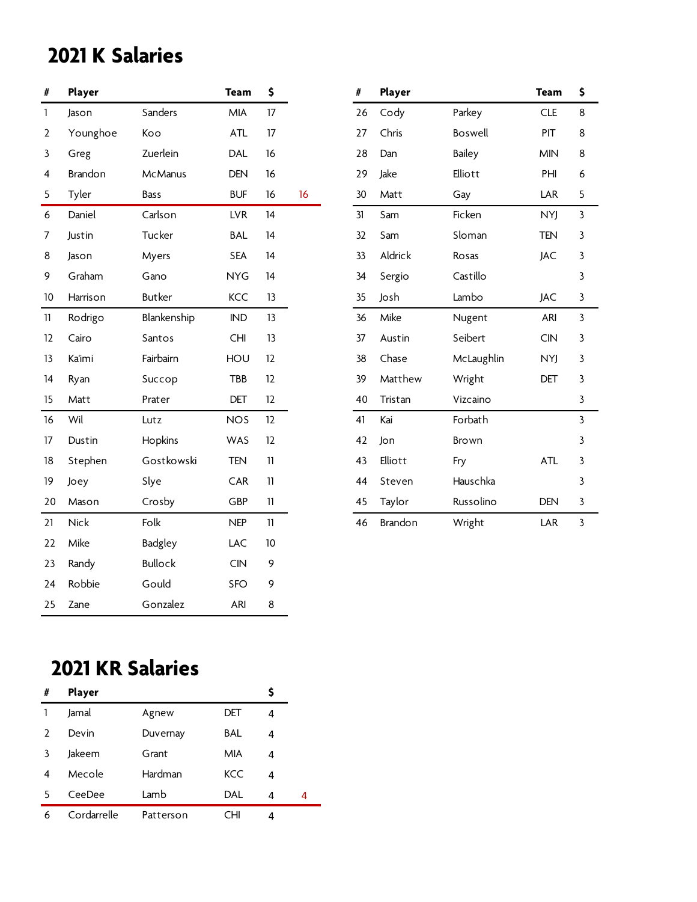## 2021 K Salaries

| # | Player | | Team | $ | |
|---|---|---|---|---|---|
| 1 | Jason | Sanders | MIA | 17 | |
| 2 | Younghoe | Koo | ATL | 17 | |
| 3 | Greg | Zuerlein | DAL | 16 | |
| 4 | Brandon | McManus | DEN | 16 | |
| 5 | Tyler | Bass | BUF | 16 | 16 |
| 6 | Daniel | Carlson | LVR | 14 | |
| 7 | Justin | Tucker | BAL | 14 | |
| 8 | Jason | Myers | SEA | 14 | |
| 9 | Graham | Gano | NYG | 14 | |
| 10 | Harrison | Butker | KCC | 13 | |
| 11 | Rodrigo | Blankenship | IND | 13 | |
| 12 | Cairo | Santos | CHI | 13 | |
| 13 | Ka'imi | Fairbairn | HOU | 12 | |
| 14 | Ryan | Succop | TBB | 12 | |
| 15 | Matt | Prater | DET | 12 | |
| 16 | Wil | Lutz | NOS | 12 | |
| 17 | Dustin | Hopkins | WAS | 12 | |
| 18 | Stephen | Gostkowski | TEN | 11 | |
| 19 | Joey | Slye | CAR | 11 | |
| 20 | Mason | Crosby | GBP | 11 | |
| 21 | Nick | Folk | NEP | 11 | |
| 22 | Mike | Badgley | LAC | 10 | |
| 23 | Randy | Bullock | CIN | 9 | |
| 24 | Robbie | Gould | SFO | 9 | |
| 25 | Zane | Gonzalez | ARI | 8 | |
| 26 | Cody | Parkey | CLE | 8 | |
| 27 | Chris | Boswell | PIT | 8 | |
| 28 | Dan | Bailey | MIN | 8 | |
| 29 | Jake | Elliott | PHI | 6 | |
| 30 | Matt | Gay | LAR | 5 | |
| 31 | Sam | Ficken | NYJ | 3 | |
| 32 | Sam | Sloman | TEN | 3 | |
| 33 | Aldrick | Rosas | JAC | 3 | |
| 34 | Sergio | Castillo | | 3 | |
| 35 | Josh | Lambo | JAC | 3 | |
| 36 | Mike | Nugent | ARI | 3 | |
| 37 | Austin | Seibert | CIN | 3 | |
| 38 | Chase | McLaughlin | NYJ | 3 | |
| 39 | Matthew | Wright | DET | 3 | |
| 40 | Tristan | Vizcaino | | 3 | |
| 41 | Kai | Forbath | | 3 | |
| 42 | Jon | Brown | | 3 | |
| 43 | Elliott | Fry | ATL | 3 | |
| 44 | Steven | Hauschka | | 3 | |
| 45 | Taylor | Russolino | DEN | 3 | |
| 46 | Brandon | Wright | LAR | 3 | |

## 2021 KR Salaries

| # | Player | | | $ | |
|---|---|---|---|---|---|
| 1 | Jamal | Agnew | DET | 4 | |
| 2 | Devin | Duvernay | BAL | 4 | |
| 3 | Jakeem | Grant | MIA | 4 | |
| 4 | Mecole | Hardman | KCC | 4 | |
| 5 | CeeDee | Lamb | DAL | 4 | 4 |
| 6 | Cordarrelle | Patterson | CHI | 4 | |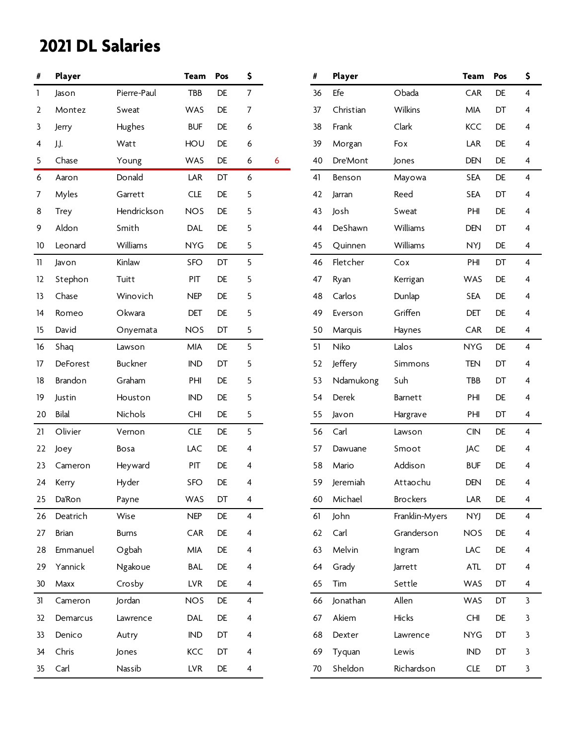# 2021 DL Salaries

| # | Player | | Team | Pos | $ | |
|---|---|---|---|---|---|---|
| 1 | Jason | Pierre-Paul | TBB | DE | 7 | |
| 2 | Montez | Sweat | WAS | DE | 7 | |
| 3 | Jerry | Hughes | BUF | DE | 6 | |
| 4 | J.J. | Watt | HOU | DE | 6 | |
| 5 | Chase | Young | WAS | DE | 6 | 6 |
| 6 | Aaron | Donald | LAR | DT | 6 | |
| 7 | Myles | Garrett | CLE | DE | 5 | |
| 8 | Trey | Hendrickson | NOS | DE | 5 | |
| 9 | Aldon | Smith | DAL | DE | 5 | |
| 10 | Leonard | Williams | NYG | DE | 5 | |
| 11 | Javon | Kinlaw | SFO | DT | 5 | |
| 12 | Stephon | Tuitt | PIT | DE | 5 | |
| 13 | Chase | Winovich | NEP | DE | 5 | |
| 14 | Romeo | Okwara | DET | DE | 5 | |
| 15 | David | Onyemata | NOS | DT | 5 | |
| 16 | Shaq | Lawson | MIA | DE | 5 | |
| 17 | DeForest | Buckner | IND | DT | 5 | |
| 18 | Brandon | Graham | PHI | DE | 5 | |
| 19 | Justin | Houston | IND | DE | 5 | |
| 20 | Bilal | Nichols | CHI | DE | 5 | |
| 21 | Olivier | Vernon | CLE | DE | 5 | |
| 22 | Joey | Bosa | LAC | DE | 4 | |
| 23 | Cameron | Heyward | PIT | DE | 4 | |
| 24 | Kerry | Hyder | SFO | DE | 4 | |
| 25 | Da'Ron | Payne | WAS | DT | 4 | |
| 26 | Deatrich | Wise | NEP | DE | 4 | |
| 27 | Brian | Burns | CAR | DE | 4 | |
| 28 | Emmanuel | Ogbah | MIA | DE | 4 | |
| 29 | Yannick | Ngakoue | BAL | DE | 4 | |
| 30 | Maxx | Crosby | LVR | DE | 4 | |
| 31 | Cameron | Jordan | NOS | DE | 4 | |
| 32 | Demarcus | Lawrence | DAL | DE | 4 | |
| 33 | Denico | Autry | IND | DT | 4 | |
| 34 | Chris | Jones | KCC | DT | 4 | |
| 35 | Carl | Nassib | LVR | DE | 4 | |
| 36 | Efe | Obada | CAR | DE | 4 | |
| 37 | Christian | Wilkins | MIA | DT | 4 | |
| 38 | Frank | Clark | KCC | DE | 4 | |
| 39 | Morgan | Fox | LAR | DE | 4 | |
| 40 | Dre'Mont | Jones | DEN | DE | 4 | |
| 41 | Benson | Mayowa | SEA | DE | 4 | |
| 42 | Jarran | Reed | SEA | DT | 4 | |
| 43 | Josh | Sweat | PHI | DE | 4 | |
| 44 | DeShawn | Williams | DEN | DT | 4 | |
| 45 | Quinnen | Williams | NYJ | DE | 4 | |
| 46 | Fletcher | Cox | PHI | DT | 4 | |
| 47 | Ryan | Kerrigan | WAS | DE | 4 | |
| 48 | Carlos | Dunlap | SEA | DE | 4 | |
| 49 | Everson | Griffen | DET | DE | 4 | |
| 50 | Marquis | Haynes | CAR | DE | 4 | |
| 51 | Niko | Lalos | NYG | DE | 4 | |
| 52 | Jeffery | Simmons | TEN | DT | 4 | |
| 53 | Ndamukong | Suh | TBB | DT | 4 | |
| 54 | Derek | Barnett | PHI | DE | 4 | |
| 55 | Javon | Hargrave | PHI | DT | 4 | |
| 56 | Carl | Lawson | CIN | DE | 4 | |
| 57 | Dawuane | Smoot | JAC | DE | 4 | |
| 58 | Mario | Addison | BUF | DE | 4 | |
| 59 | Jeremiah | Attaochu | DEN | DE | 4 | |
| 60 | Michael | Brockers | LAR | DE | 4 | |
| 61 | John | Franklin-Myers | NYJ | DE | 4 | |
| 62 | Carl | Granderson | NOS | DE | 4 | |
| 63 | Melvin | Ingram | LAC | DE | 4 | |
| 64 | Grady | Jarrett | ATL | DT | 4 | |
| 65 | Tim | Settle | WAS | DT | 4 | |
| 66 | Jonathan | Allen | WAS | DT | 3 | |
| 67 | Akiem | Hicks | CHI | DE | 3 | |
| 68 | Dexter | Lawrence | NYG | DT | 3 | |
| 69 | Tyquan | Lewis | IND | DT | 3 | |
| 70 | Sheldon | Richardson | CLE | DT | 3 | |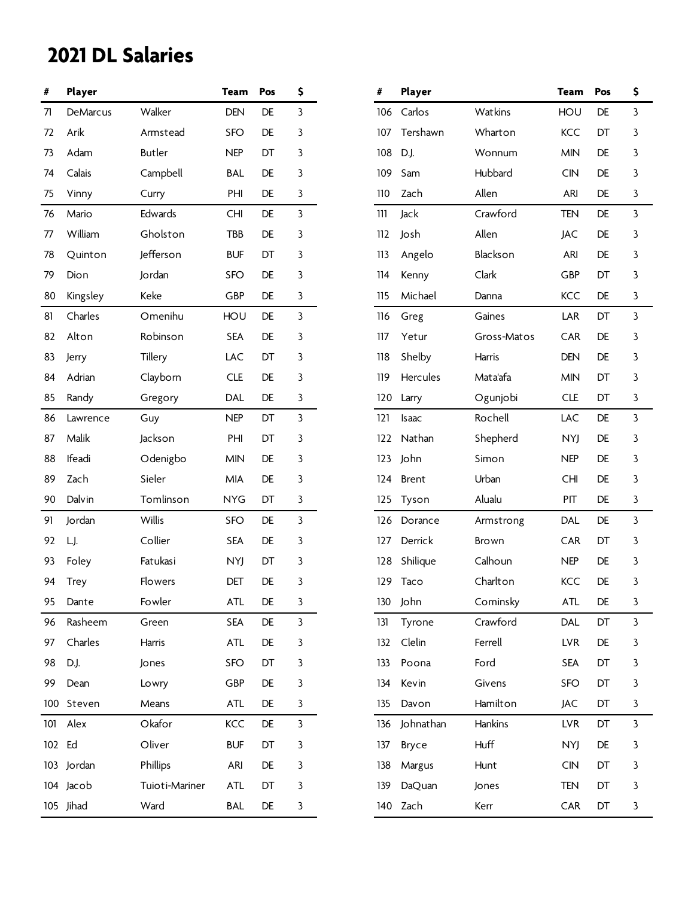# 2021 DL Salaries

| # | Player | | Team | Pos | $ |
|---|---|---|---|---|---|
| 71 | DeMarcus | Walker | DEN | DE | 3 |
| 72 | Arik | Armstead | SFO | DE | 3 |
| 73 | Adam | Butler | NEP | DT | 3 |
| 74 | Calais | Campbell | BAL | DE | 3 |
| 75 | Vinny | Curry | PHI | DE | 3 |
| 76 | Mario | Edwards | CHI | DE | 3 |
| 77 | William | Gholston | TBB | DE | 3 |
| 78 | Quinton | Jefferson | BUF | DT | 3 |
| 79 | Dion | Jordan | SFO | DE | 3 |
| 80 | Kingsley | Keke | GBP | DE | 3 |
| 81 | Charles | Omenihu | HOU | DE | 3 |
| 82 | Alton | Robinson | SEA | DE | 3 |
| 83 | Jerry | Tillery | LAC | DT | 3 |
| 84 | Adrian | Clayborn | CLE | DE | 3 |
| 85 | Randy | Gregory | DAL | DE | 3 |
| 86 | Lawrence | Guy | NEP | DT | 3 |
| 87 | Malik | Jackson | PHI | DT | 3 |
| 88 | Ifeadi | Odenigbo | MIN | DE | 3 |
| 89 | Zach | Sieler | MIA | DE | 3 |
| 90 | Dalvin | Tomlinson | NYG | DT | 3 |
| 91 | Jordan | Willis | SFO | DE | 3 |
| 92 | L.J. | Collier | SEA | DE | 3 |
| 93 | Foley | Fatukasi | NYJ | DT | 3 |
| 94 | Trey | Flowers | DET | DE | 3 |
| 95 | Dante | Fowler | ATL | DE | 3 |
| 96 | Rasheem | Green | SEA | DE | 3 |
| 97 | Charles | Harris | ATL | DE | 3 |
| 98 | D.J. | Jones | SFO | DT | 3 |
| 99 | Dean | Lowry | GBP | DE | 3 |
| 100 | Steven | Means | ATL | DE | 3 |
| 101 | Alex | Okafor | KCC | DE | 3 |
| 102 | Ed | Oliver | BUF | DT | 3 |
| 103 | Jordan | Phillips | ARI | DE | 3 |
| 104 | Jacob | Tuioti-Mariner | ATL | DT | 3 |
| 105 | Jihad | Ward | BAL | DE | 3 |
| 106 | Carlos | Watkins | HOU | DE | 3 |
| 107 | Tershawn | Wharton | KCC | DT | 3 |
| 108 | D.J. | Wonnum | MIN | DE | 3 |
| 109 | Sam | Hubbard | CIN | DE | 3 |
| 110 | Zach | Allen | ARI | DE | 3 |
| 111 | Jack | Crawford | TEN | DE | 3 |
| 112 | Josh | Allen | JAC | DE | 3 |
| 113 | Angelo | Blackson | ARI | DE | 3 |
| 114 | Kenny | Clark | GBP | DT | 3 |
| 115 | Michael | Danna | KCC | DE | 3 |
| 116 | Greg | Gaines | LAR | DT | 3 |
| 117 | Yetur | Gross-Matos | CAR | DE | 3 |
| 118 | Shelby | Harris | DEN | DE | 3 |
| 119 | Hercules | Mata'afa | MIN | DT | 3 |
| 120 | Larry | Ogunjobi | CLE | DT | 3 |
| 121 | Isaac | Rochell | LAC | DE | 3 |
| 122 | Nathan | Shepherd | NYJ | DE | 3 |
| 123 | John | Simon | NEP | DE | 3 |
| 124 | Brent | Urban | CHI | DE | 3 |
| 125 | Tyson | Alualu | PIT | DE | 3 |
| 126 | Dorance | Armstrong | DAL | DE | 3 |
| 127 | Derrick | Brown | CAR | DT | 3 |
| 128 | Shilique | Calhoun | NEP | DE | 3 |
| 129 | Taco | Charlton | KCC | DE | 3 |
| 130 | John | Cominsky | ATL | DE | 3 |
| 131 | Tyrone | Crawford | DAL | DT | 3 |
| 132 | Clelin | Ferrell | LVR | DE | 3 |
| 133 | Poona | Ford | SEA | DT | 3 |
| 134 | Kevin | Givens | SFO | DT | 3 |
| 135 | Davon | Hamilton | JAC | DT | 3 |
| 136 | Johnathan | Hankins | LVR | DT | 3 |
| 137 | Bryce | Huff | NYJ | DE | 3 |
| 138 | Margus | Hunt | CIN | DT | 3 |
| 139 | DaQuan | Jones | TEN | DT | 3 |
| 140 | Zach | Kerr | CAR | DT | 3 |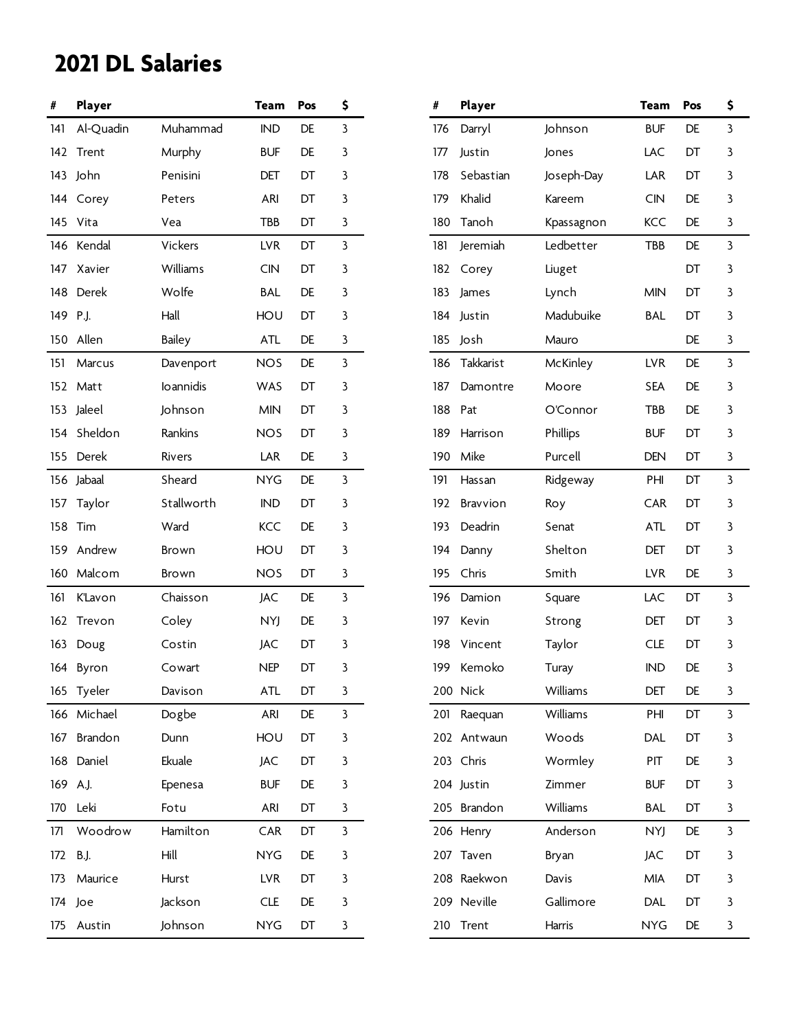# 2021 DL Salaries

| # | Player | | Team | Pos | $ |
|---|---|---|---|---|---|
| 141 | Al-Quadin | Muhammad | IND | DE | 3 |
| 142 | Trent | Murphy | BUF | DE | 3 |
| 143 | John | Penisini | DET | DT | 3 |
| 144 | Corey | Peters | ARI | DT | 3 |
| 145 | Vita | Vea | TBB | DT | 3 |
| 146 | Kendal | Vickers | LVR | DT | 3 |
| 147 | Xavier | Williams | CIN | DT | 3 |
| 148 | Derek | Wolfe | BAL | DE | 3 |
| 149 | P.J. | Hall | HOU | DT | 3 |
| 150 | Allen | Bailey | ATL | DE | 3 |
| 151 | Marcus | Davenport | NOS | DE | 3 |
| 152 | Matt | Ioannidis | WAS | DT | 3 |
| 153 | Jaleel | Johnson | MIN | DT | 3 |
| 154 | Sheldon | Rankins | NOS | DT | 3 |
| 155 | Derek | Rivers | LAR | DE | 3 |
| 156 | Jabaal | Sheard | NYG | DE | 3 |
| 157 | Taylor | Stallworth | IND | DT | 3 |
| 158 | Tim | Ward | KCC | DE | 3 |
| 159 | Andrew | Brown | HOU | DT | 3 |
| 160 | Malcom | Brown | NOS | DT | 3 |
| 161 | K'Lavon | Chaisson | JAC | DE | 3 |
| 162 | Trevon | Coley | NYJ | DE | 3 |
| 163 | Doug | Costin | JAC | DT | 3 |
| 164 | Byron | Cowart | NEP | DT | 3 |
| 165 | Tyeler | Davison | ATL | DT | 3 |
| 166 | Michael | Dogbe | ARI | DE | 3 |
| 167 | Brandon | Dunn | HOU | DT | 3 |
| 168 | Daniel | Ekuale | JAC | DT | 3 |
| 169 | A.J. | Epenesa | BUF | DE | 3 |
| 170 | Leki | Fotu | ARI | DT | 3 |
| 171 | Woodrow | Hamilton | CAR | DT | 3 |
| 172 | B.J. | Hill | NYG | DE | 3 |
| 173 | Maurice | Hurst | LVR | DT | 3 |
| 174 | Joe | Jackson | CLE | DE | 3 |
| 175 | Austin | Johnson | NYG | DT | 3 |
| 176 | Darryl | Johnson | BUF | DE | 3 |
| 177 | Justin | Jones | LAC | DT | 3 |
| 178 | Sebastian | Joseph-Day | LAR | DT | 3 |
| 179 | Khalid | Kareem | CIN | DE | 3 |
| 180 | Tanoh | Kpassagnon | KCC | DE | 3 |
| 181 | Jeremiah | Ledbetter | TBB | DE | 3 |
| 182 | Corey | Liuget | | DT | 3 |
| 183 | James | Lynch | MIN | DT | 3 |
| 184 | Justin | Madubuike | BAL | DT | 3 |
| 185 | Josh | Mauro | | DE | 3 |
| 186 | Takkarist | McKinley | LVR | DE | 3 |
| 187 | Damontre | Moore | SEA | DE | 3 |
| 188 | Pat | O'Connor | TBB | DE | 3 |
| 189 | Harrison | Phillips | BUF | DT | 3 |
| 190 | Mike | Purcell | DEN | DT | 3 |
| 191 | Hassan | Ridgeway | PHI | DT | 3 |
| 192 | Bravvion | Roy | CAR | DT | 3 |
| 193 | Deadrin | Senat | ATL | DT | 3 |
| 194 | Danny | Shelton | DET | DT | 3 |
| 195 | Chris | Smith | LVR | DE | 3 |
| 196 | Damion | Square | LAC | DT | 3 |
| 197 | Kevin | Strong | DET | DT | 3 |
| 198 | Vincent | Taylor | CLE | DT | 3 |
| 199 | Kemoko | Turay | IND | DE | 3 |
| 200 | Nick | Williams | DET | DE | 3 |
| 201 | Raequan | Williams | PHI | DT | 3 |
| 202 | Antwaun | Woods | DAL | DT | 3 |
| 203 | Chris | Wormley | PIT | DE | 3 |
| 204 | Justin | Zimmer | BUF | DT | 3 |
| 205 | Brandon | Williams | BAL | DT | 3 |
| 206 | Henry | Anderson | NYJ | DE | 3 |
| 207 | Taven | Bryan | JAC | DT | 3 |
| 208 | Raekwon | Davis | MIA | DT | 3 |
| 209 | Neville | Gallimore | DAL | DT | 3 |
| 210 | Trent | Harris | NYG | DE | 3 |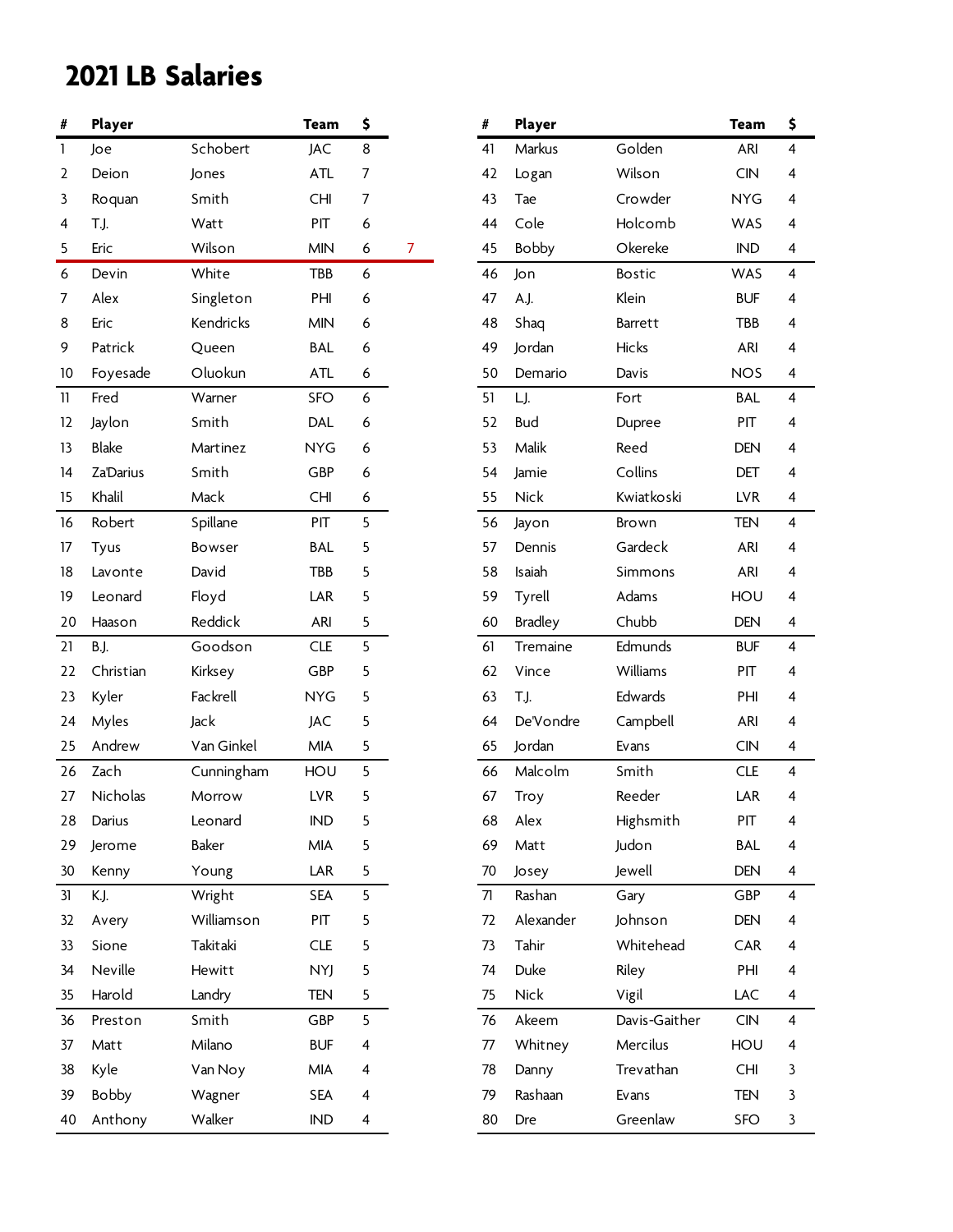# 2021 LB Salaries

| # | Player | | Team | $ | |
|---|---|---|---|---|---|
| 1 | Joe | Schobert | JAC | 8 | |
| 2 | Deion | Jones | ATL | 7 | |
| 3 | Roquan | Smith | CHI | 7 | |
| 4 | T.J. | Watt | PIT | 6 | |
| 5 | Eric | Wilson | MIN | 6 | 7 |
| 6 | Devin | White | TBB | 6 | |
| 7 | Alex | Singleton | PHI | 6 | |
| 8 | Eric | Kendricks | MIN | 6 | |
| 9 | Patrick | Queen | BAL | 6 | |
| 10 | Foyesade | Oluokun | ATL | 6 | |
| 11 | Fred | Warner | SFO | 6 | |
| 12 | Jaylon | Smith | DAL | 6 | |
| 13 | Blake | Martinez | NYG | 6 | |
| 14 | Za'Darius | Smith | GBP | 6 | |
| 15 | Khalil | Mack | CHI | 6 | |
| 16 | Robert | Spillane | PIT | 5 | |
| 17 | Tyus | Bowser | BAL | 5 | |
| 18 | Lavonte | David | TBB | 5 | |
| 19 | Leonard | Floyd | LAR | 5 | |
| 20 | Haason | Reddick | ARI | 5 | |
| 21 | B.J. | Goodson | CLE | 5 | |
| 22 | Christian | Kirksey | GBP | 5 | |
| 23 | Kyler | Fackrell | NYG | 5 | |
| 24 | Myles | Jack | JAC | 5 | |
| 25 | Andrew | Van Ginkel | MIA | 5 | |
| 26 | Zach | Cunningham | HOU | 5 | |
| 27 | Nicholas | Morrow | LVR | 5 | |
| 28 | Darius | Leonard | IND | 5 | |
| 29 | Jerome | Baker | MIA | 5 | |
| 30 | Kenny | Young | LAR | 5 | |
| 31 | K.J. | Wright | SEA | 5 | |
| 32 | Avery | Williamson | PIT | 5 | |
| 33 | Sione | Takitaki | CLE | 5 | |
| 34 | Neville | Hewitt | NYJ | 5 | |
| 35 | Harold | Landry | TEN | 5 | |
| 36 | Preston | Smith | GBP | 5 | |
| 37 | Matt | Milano | BUF | 4 | |
| 38 | Kyle | Van Noy | MIA | 4 | |
| 39 | Bobby | Wagner | SEA | 4 | |
| 40 | Anthony | Walker | IND | 4 | |
| 41 | Markus | Golden | ARI | 4 | |
| 42 | Logan | Wilson | CIN | 4 | |
| 43 | Tae | Crowder | NYG | 4 | |
| 44 | Cole | Holcomb | WAS | 4 | |
| 45 | Bobby | Okereke | IND | 4 | |
| 46 | Jon | Bostic | WAS | 4 | |
| 47 | A.J. | Klein | BUF | 4 | |
| 48 | Shaq | Barrett | TBB | 4 | |
| 49 | Jordan | Hicks | ARI | 4 | |
| 50 | Demario | Davis | NOS | 4 | |
| 51 | L.J. | Fort | BAL | 4 | |
| 52 | Bud | Dupree | PIT | 4 | |
| 53 | Malik | Reed | DEN | 4 | |
| 54 | Jamie | Collins | DET | 4 | |
| 55 | Nick | Kwiatkoski | LVR | 4 | |
| 56 | Jayon | Brown | TEN | 4 | |
| 57 | Dennis | Gardeck | ARI | 4 | |
| 58 | Isaiah | Simmons | ARI | 4 | |
| 59 | Tyrell | Adams | HOU | 4 | |
| 60 | Bradley | Chubb | DEN | 4 | |
| 61 | Tremaine | Edmunds | BUF | 4 | |
| 62 | Vince | Williams | PIT | 4 | |
| 63 | T.J. | Edwards | PHI | 4 | |
| 64 | De'Vondre | Campbell | ARI | 4 | |
| 65 | Jordan | Evans | CIN | 4 | |
| 66 | Malcolm | Smith | CLE | 4 | |
| 67 | Troy | Reeder | LAR | 4 | |
| 68 | Alex | Highsmith | PIT | 4 | |
| 69 | Matt | Judon | BAL | 4 | |
| 70 | Josey | Jewell | DEN | 4 | |
| 71 | Rashan | Gary | GBP | 4 | |
| 72 | Alexander | Johnson | DEN | 4 | |
| 73 | Tahir | Whitehead | CAR | 4 | |
| 74 | Duke | Riley | PHI | 4 | |
| 75 | Nick | Vigil | LAC | 4 | |
| 76 | Akeem | Davis-Gaither | CIN | 4 | |
| 77 | Whitney | Mercilus | HOU | 4 | |
| 78 | Danny | Trevathan | CHI | 3 | |
| 79 | Rashaan | Evans | TEN | 3 | |
| 80 | Dre | Greenlaw | SFO | 3 | |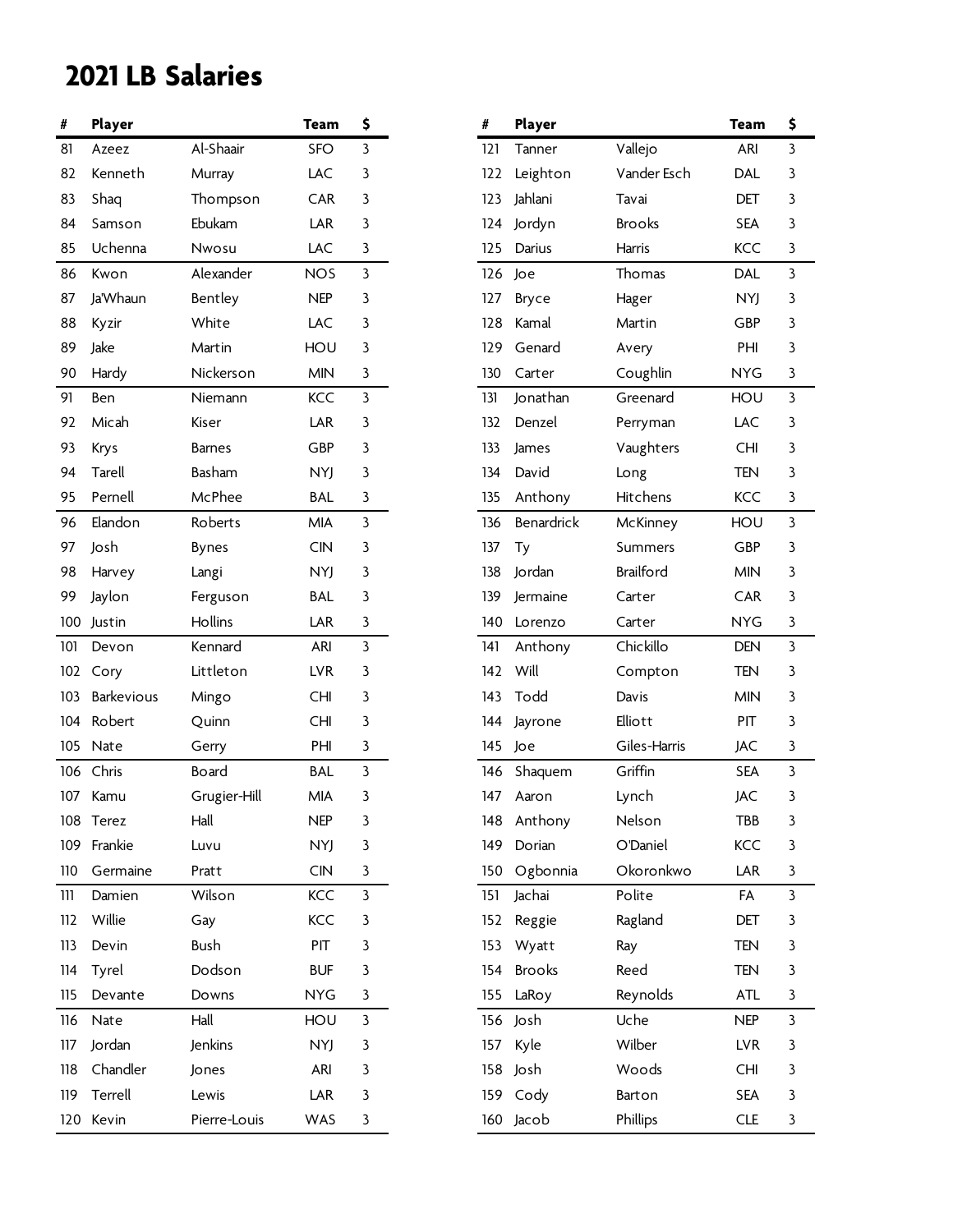# 2021 LB Salaries

| # | Player | | Team | $ |
|---|---|---|---|---|
| 81 | Azeez | Al-Shaair | SFO | 3 |
| 82 | Kenneth | Murray | LAC | 3 |
| 83 | Shaq | Thompson | CAR | 3 |
| 84 | Samson | Ebukam | LAR | 3 |
| 85 | Uchenna | Nwosu | LAC | 3 |
| 86 | Kwon | Alexander | NOS | 3 |
| 87 | Ja'Whaun | Bentley | NEP | 3 |
| 88 | Kyzir | White | LAC | 3 |
| 89 | Jake | Martin | HOU | 3 |
| 90 | Hardy | Nickerson | MIN | 3 |
| 91 | Ben | Niemann | KCC | 3 |
| 92 | Micah | Kiser | LAR | 3 |
| 93 | Krys | Barnes | GBP | 3 |
| 94 | Tarell | Basham | NYJ | 3 |
| 95 | Pernell | McPhee | BAL | 3 |
| 96 | Elandon | Roberts | MIA | 3 |
| 97 | Josh | Bynes | CIN | 3 |
| 98 | Harvey | Langi | NYJ | 3 |
| 99 | Jaylon | Ferguson | BAL | 3 |
| 100 | Justin | Hollins | LAR | 3 |
| 101 | Devon | Kennard | ARI | 3 |
| 102 | Cory | Littleton | LVR | 3 |
| 103 | Barkevious | Mingo | CHI | 3 |
| 104 | Robert | Quinn | CHI | 3 |
| 105 | Nate | Gerry | PHI | 3 |
| 106 | Chris | Board | BAL | 3 |
| 107 | Kamu | Grugier-Hill | MIA | 3 |
| 108 | Terez | Hall | NEP | 3 |
| 109 | Frankie | Luvu | NYJ | 3 |
| 110 | Germaine | Pratt | CIN | 3 |
| 111 | Damien | Wilson | KCC | 3 |
| 112 | Willie | Gay | KCC | 3 |
| 113 | Devin | Bush | PIT | 3 |
| 114 | Tyrel | Dodson | BUF | 3 |
| 115 | Devante | Downs | NYG | 3 |
| 116 | Nate | Hall | HOU | 3 |
| 117 | Jordan | Jenkins | NYJ | 3 |
| 118 | Chandler | Jones | ARI | 3 |
| 119 | Terrell | Lewis | LAR | 3 |
| 120 | Kevin | Pierre-Louis | WAS | 3 |
| 121 | Tanner | Vallejo | ARI | 3 |
| 122 | Leighton | Vander Esch | DAL | 3 |
| 123 | Jahlani | Tavai | DET | 3 |
| 124 | Jordyn | Brooks | SEA | 3 |
| 125 | Darius | Harris | KCC | 3 |
| 126 | Joe | Thomas | DAL | 3 |
| 127 | Bryce | Hager | NYJ | 3 |
| 128 | Kamal | Martin | GBP | 3 |
| 129 | Genard | Avery | PHI | 3 |
| 130 | Carter | Coughlin | NYG | 3 |
| 131 | Jonathan | Greenard | HOU | 3 |
| 132 | Denzel | Perryman | LAC | 3 |
| 133 | James | Vaughters | CHI | 3 |
| 134 | David | Long | TEN | 3 |
| 135 | Anthony | Hitchens | KCC | 3 |
| 136 | Benardrick | McKinney | HOU | 3 |
| 137 | Ty | Summers | GBP | 3 |
| 138 | Jordan | Brailford | MIN | 3 |
| 139 | Jermaine | Carter | CAR | 3 |
| 140 | Lorenzo | Carter | NYG | 3 |
| 141 | Anthony | Chickillo | DEN | 3 |
| 142 | Will | Compton | TEN | 3 |
| 143 | Todd | Davis | MIN | 3 |
| 144 | Jayrone | Elliott | PIT | 3 |
| 145 | Joe | Giles-Harris | JAC | 3 |
| 146 | Shaquem | Griffin | SEA | 3 |
| 147 | Aaron | Lynch | JAC | 3 |
| 148 | Anthony | Nelson | TBB | 3 |
| 149 | Dorian | O'Daniel | KCC | 3 |
| 150 | Ogbonnia | Okoronkwo | LAR | 3 |
| 151 | Jachai | Polite | FA | 3 |
| 152 | Reggie | Ragland | DET | 3 |
| 153 | Wyatt | Ray | TEN | 3 |
| 154 | Brooks | Reed | TEN | 3 |
| 155 | LaRoy | Reynolds | ATL | 3 |
| 156 | Josh | Uche | NEP | 3 |
| 157 | Kyle | Wilber | LVR | 3 |
| 158 | Josh | Woods | CHI | 3 |
| 159 | Cody | Barton | SEA | 3 |
| 160 | Jacob | Phillips | CLE | 3 |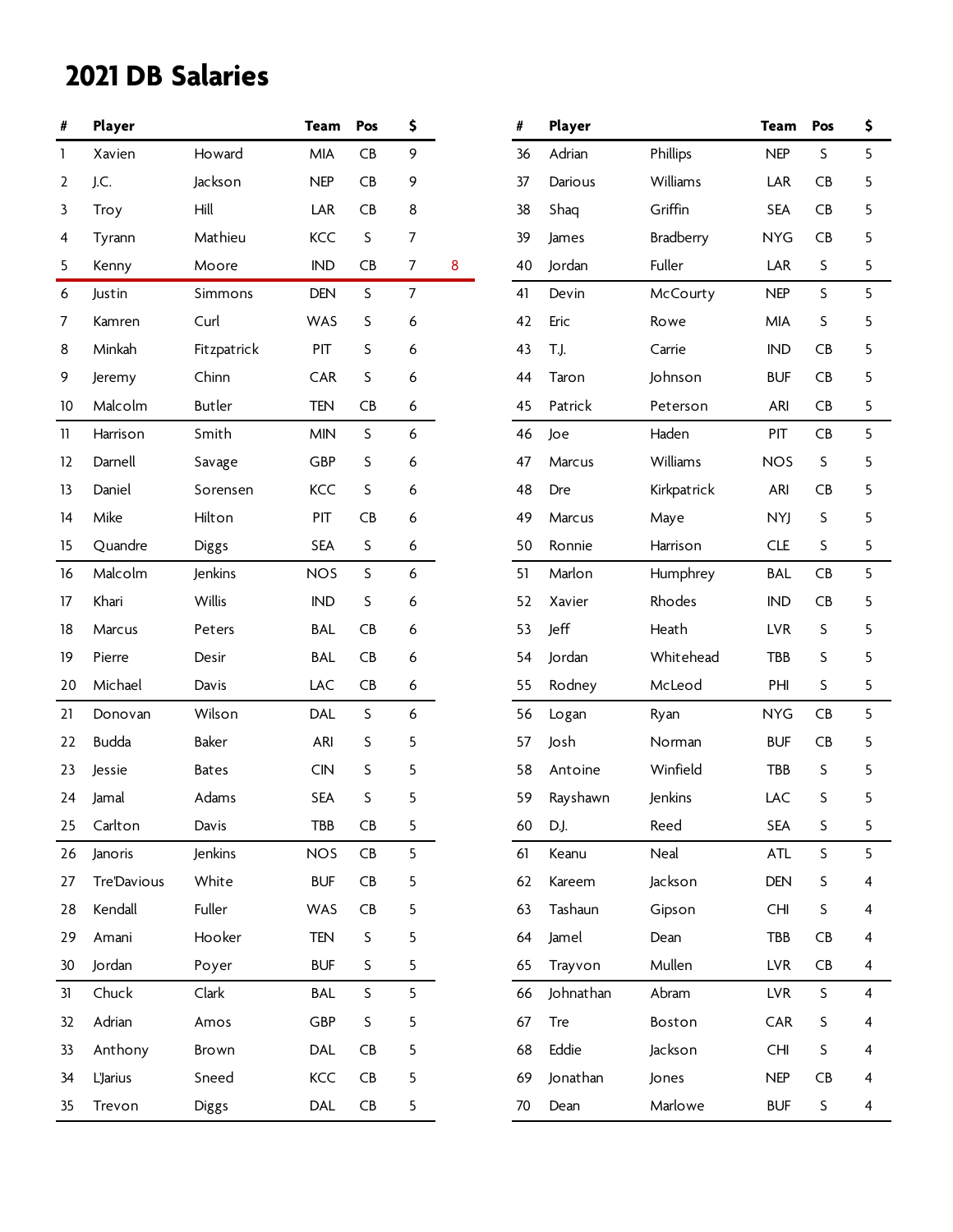# 2021 DB Salaries

| # | Player | | Team | Pos | $ | |
|---|---|---|---|---|---|---|
| 1 | Xavien | Howard | MIA | CB | 9 | |
| 2 | J.C. | Jackson | NEP | CB | 9 | |
| 3 | Troy | Hill | LAR | CB | 8 | |
| 4 | Tyrann | Mathieu | KCC | S | 7 | |
| 5 | Kenny | Moore | IND | CB | 7 | 8 |
| 6 | Justin | Simmons | DEN | S | 7 | |
| 7 | Kamren | Curl | WAS | S | 6 | |
| 8 | Minkah | Fitzpatrick | PIT | S | 6 | |
| 9 | Jeremy | Chinn | CAR | S | 6 | |
| 10 | Malcolm | Butler | TEN | CB | 6 | |
| 11 | Harrison | Smith | MIN | S | 6 | |
| 12 | Darnell | Savage | GBP | S | 6 | |
| 13 | Daniel | Sorensen | KCC | S | 6 | |
| 14 | Mike | Hilton | PIT | CB | 6 | |
| 15 | Quandre | Diggs | SEA | S | 6 | |
| 16 | Malcolm | Jenkins | NOS | S | 6 | |
| 17 | Khari | Willis | IND | S | 6 | |
| 18 | Marcus | Peters | BAL | CB | 6 | |
| 19 | Pierre | Desir | BAL | CB | 6 | |
| 20 | Michael | Davis | LAC | CB | 6 | |
| 21 | Donovan | Wilson | DAL | S | 6 | |
| 22 | Budda | Baker | ARI | S | 5 | |
| 23 | Jessie | Bates | CIN | S | 5 | |
| 24 | Jamal | Adams | SEA | S | 5 | |
| 25 | Carlton | Davis | TBB | CB | 5 | |
| 26 | Janoris | Jenkins | NOS | CB | 5 | |
| 27 | Tre'Davious | White | BUF | CB | 5 | |
| 28 | Kendall | Fuller | WAS | CB | 5 | |
| 29 | Amani | Hooker | TEN | S | 5 | |
| 30 | Jordan | Poyer | BUF | S | 5 | |
| 31 | Chuck | Clark | BAL | S | 5 | |
| 32 | Adrian | Amos | GBP | S | 5 | |
| 33 | Anthony | Brown | DAL | CB | 5 | |
| 34 | L'Jarius | Sneed | KCC | CB | 5 | |
| 35 | Trevon | Diggs | DAL | CB | 5 | |
| 36 | Adrian | Phillips | NEP | S | 5 | |
| 37 | Darious | Williams | LAR | CB | 5 | |
| 38 | Shaq | Griffin | SEA | CB | 5 | |
| 39 | James | Bradberry | NYG | CB | 5 | |
| 40 | Jordan | Fuller | LAR | S | 5 | |
| 41 | Devin | McCourty | NEP | S | 5 | |
| 42 | Eric | Rowe | MIA | S | 5 | |
| 43 | T.J. | Carrie | IND | CB | 5 | |
| 44 | Taron | Johnson | BUF | CB | 5 | |
| 45 | Patrick | Peterson | ARI | CB | 5 | |
| 46 | Joe | Haden | PIT | CB | 5 | |
| 47 | Marcus | Williams | NOS | S | 5 | |
| 48 | Dre | Kirkpatrick | ARI | CB | 5 | |
| 49 | Marcus | Maye | NYJ | S | 5 | |
| 50 | Ronnie | Harrison | CLE | S | 5 | |
| 51 | Marlon | Humphrey | BAL | CB | 5 | |
| 52 | Xavier | Rhodes | IND | CB | 5 | |
| 53 | Jeff | Heath | LVR | S | 5 | |
| 54 | Jordan | Whitehead | TBB | S | 5 | |
| 55 | Rodney | McLeod | PHI | S | 5 | |
| 56 | Logan | Ryan | NYG | CB | 5 | |
| 57 | Josh | Norman | BUF | CB | 5 | |
| 58 | Antoine | Winfield | TBB | S | 5 | |
| 59 | Rayshawn | Jenkins | LAC | S | 5 | |
| 60 | D.J. | Reed | SEA | S | 5 | |
| 61 | Keanu | Neal | ATL | S | 5 | |
| 62 | Kareem | Jackson | DEN | S | 4 | |
| 63 | Tashaun | Gipson | CHI | S | 4 | |
| 64 | Jamel | Dean | TBB | CB | 4 | |
| 65 | Trayvon | Mullen | LVR | CB | 4 | |
| 66 | Johnathan | Abram | LVR | S | 4 | |
| 67 | Tre | Boston | CAR | S | 4 | |
| 68 | Eddie | Jackson | CHI | S | 4 | |
| 69 | Jonathan | Jones | NEP | CB | 4 | |
| 70 | Dean | Marlowe | BUF | S | 4 | |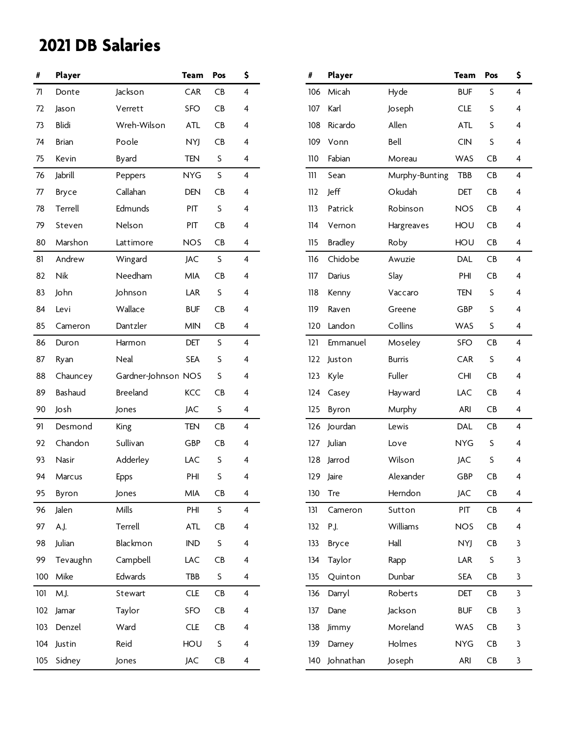# 2021 DB Salaries

| # | Player | | Team | Pos | $ |
|---|---|---|---|---|---|
| 71 | Donte | Jackson | CAR | CB | 4 |
| 72 | Jason | Verrett | SFO | CB | 4 |
| 73 | Blidi | Wreh-Wilson | ATL | CB | 4 |
| 74 | Brian | Poole | NYJ | CB | 4 |
| 75 | Kevin | Byard | TEN | S | 4 |
| 76 | Jabrill | Peppers | NYG | S | 4 |
| 77 | Bryce | Callahan | DEN | CB | 4 |
| 78 | Terrell | Edmunds | PIT | S | 4 |
| 79 | Steven | Nelson | PIT | CB | 4 |
| 80 | Marshon | Lattimore | NOS | CB | 4 |
| 81 | Andrew | Wingard | JAC | S | 4 |
| 82 | Nik | Needham | MIA | CB | 4 |
| 83 | John | Johnson | LAR | S | 4 |
| 84 | Levi | Wallace | BUF | CB | 4 |
| 85 | Cameron | Dantzler | MIN | CB | 4 |
| 86 | Duron | Harmon | DET | S | 4 |
| 87 | Ryan | Neal | SEA | S | 4 |
| 88 | Chauncey | Gardner-Johnson | NOS | S | 4 |
| 89 | Bashaud | Breeland | KCC | CB | 4 |
| 90 | Josh | Jones | JAC | S | 4 |
| 91 | Desmond | King | TEN | CB | 4 |
| 92 | Chandon | Sullivan | GBP | CB | 4 |
| 93 | Nasir | Adderley | LAC | S | 4 |
| 94 | Marcus | Epps | PHI | S | 4 |
| 95 | Byron | Jones | MIA | CB | 4 |
| 96 | Jalen | Mills | PHI | S | 4 |
| 97 | A.J. | Terrell | ATL | CB | 4 |
| 98 | Julian | Blackmon | IND | S | 4 |
| 99 | Tevaughn | Campbell | LAC | CB | 4 |
| 100 | Mike | Edwards | TBB | S | 4 |
| 101 | M.J. | Stewart | CLE | CB | 4 |
| 102 | Jamar | Taylor | SFO | CB | 4 |
| 103 | Denzel | Ward | CLE | CB | 4 |
| 104 | Justin | Reid | HOU | S | 4 |
| 105 | Sidney | Jones | JAC | CB | 4 |
| 106 | Micah | Hyde | BUF | S | 4 |
| 107 | Karl | Joseph | CLE | S | 4 |
| 108 | Ricardo | Allen | ATL | S | 4 |
| 109 | Vonn | Bell | CIN | S | 4 |
| 110 | Fabian | Moreau | WAS | CB | 4 |
| 111 | Sean | Murphy-Bunting | TBB | CB | 4 |
| 112 | Jeff | Okudah | DET | CB | 4 |
| 113 | Patrick | Robinson | NOS | CB | 4 |
| 114 | Vernon | Hargreaves | HOU | CB | 4 |
| 115 | Bradley | Roby | HOU | CB | 4 |
| 116 | Chidobe | Awuzie | DAL | CB | 4 |
| 117 | Darius | Slay | PHI | CB | 4 |
| 118 | Kenny | Vaccaro | TEN | S | 4 |
| 119 | Raven | Greene | GBP | S | 4 |
| 120 | Landon | Collins | WAS | S | 4 |
| 121 | Emmanuel | Moseley | SFO | CB | 4 |
| 122 | Juston | Burris | CAR | S | 4 |
| 123 | Kyle | Fuller | CHI | CB | 4 |
| 124 | Casey | Hayward | LAC | CB | 4 |
| 125 | Byron | Murphy | ARI | CB | 4 |
| 126 | Jourdan | Lewis | DAL | CB | 4 |
| 127 | Julian | Love | NYG | S | 4 |
| 128 | Jarrod | Wilson | JAC | S | 4 |
| 129 | Jaire | Alexander | GBP | CB | 4 |
| 130 | Tre | Herndon | JAC | CB | 4 |
| 131 | Cameron | Sutton | PIT | CB | 4 |
| 132 | P.J. | Williams | NOS | CB | 4 |
| 133 | Bryce | Hall | NYJ | CB | 3 |
| 134 | Taylor | Rapp | LAR | S | 3 |
| 135 | Quinton | Dunbar | SEA | CB | 3 |
| 136 | Darryl | Roberts | DET | CB | 3 |
| 137 | Dane | Jackson | BUF | CB | 3 |
| 138 | Jimmy | Moreland | WAS | CB | 3 |
| 139 | Darney | Holmes | NYG | CB | 3 |
| 140 | Johnathan | Joseph | ARI | CB | 3 |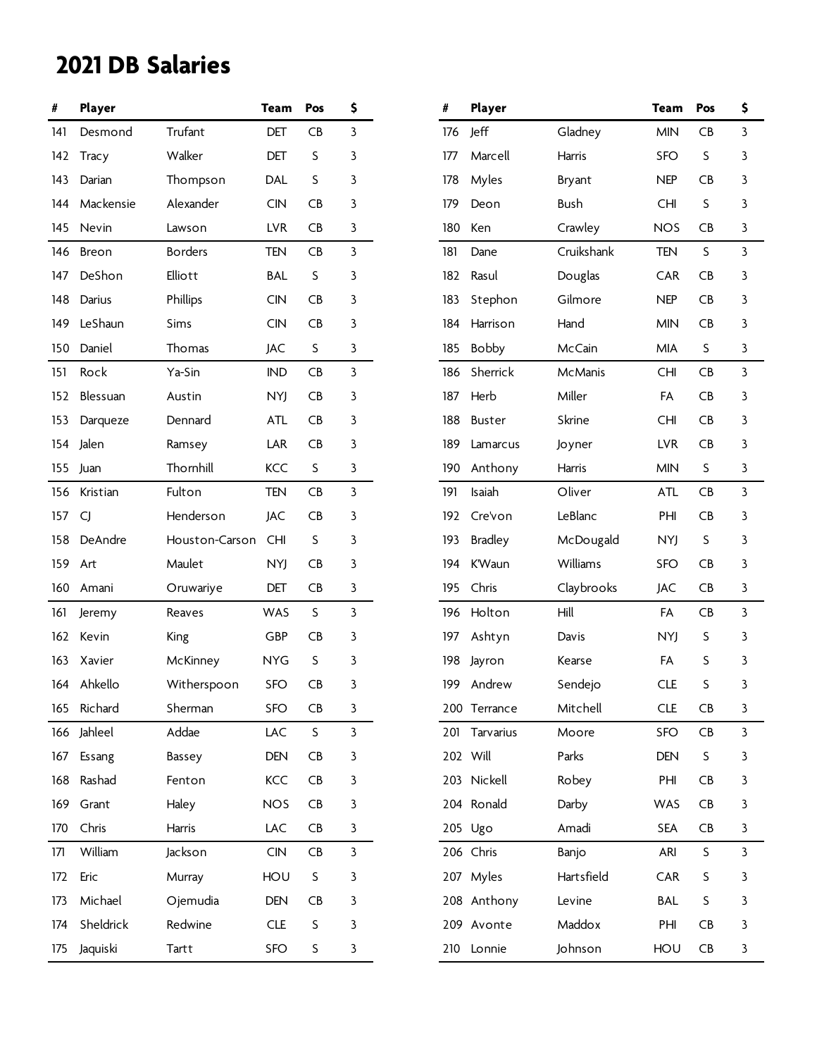# 2021 DB Salaries

| # | Player | | Team | Pos | $ |
|---|---|---|---|---|---|
| 141 | Desmond | Trufant | DET | CB | 3 |
| 142 | Tracy | Walker | DET | S | 3 |
| 143 | Darian | Thompson | DAL | S | 3 |
| 144 | Mackensie | Alexander | CIN | CB | 3 |
| 145 | Nevin | Lawson | LVR | CB | 3 |
| 146 | Breon | Borders | TEN | CB | 3 |
| 147 | DeShon | Elliott | BAL | S | 3 |
| 148 | Darius | Phillips | CIN | CB | 3 |
| 149 | LeShaun | Sims | CIN | CB | 3 |
| 150 | Daniel | Thomas | JAC | S | 3 |
| 151 | Rock | Ya-Sin | IND | CB | 3 |
| 152 | Blessuan | Austin | NYJ | CB | 3 |
| 153 | Darqueze | Dennard | ATL | CB | 3 |
| 154 | Jalen | Ramsey | LAR | CB | 3 |
| 155 | Juan | Thornhill | KCC | S | 3 |
| 156 | Kristian | Fulton | TEN | CB | 3 |
| 157 | CJ | Henderson | JAC | CB | 3 |
| 158 | DeAndre | Houston-Carson | CHI | S | 3 |
| 159 | Art | Maulet | NYJ | CB | 3 |
| 160 | Amani | Oruwariye | DET | CB | 3 |
| 161 | Jeremy | Reaves | WAS | S | 3 |
| 162 | Kevin | King | GBP | CB | 3 |
| 163 | Xavier | McKinney | NYG | S | 3 |
| 164 | Ahkello | Witherspoon | SFO | CB | 3 |
| 165 | Richard | Sherman | SFO | CB | 3 |
| 166 | Jahleel | Addae | LAC | S | 3 |
| 167 | Essang | Bassey | DEN | CB | 3 |
| 168 | Rashad | Fenton | KCC | CB | 3 |
| 169 | Grant | Haley | NOS | CB | 3 |
| 170 | Chris | Harris | LAC | CB | 3 |
| 171 | William | Jackson | CIN | CB | 3 |
| 172 | Eric | Murray | HOU | S | 3 |
| 173 | Michael | Ojemudia | DEN | CB | 3 |
| 174 | Sheldrick | Redwine | CLE | S | 3 |
| 175 | Jaquiski | Tartt | SFO | S | 3 |
| 176 | Jeff | Gladney | MIN | CB | 3 |
| 177 | Marcell | Harris | SFO | S | 3 |
| 178 | Myles | Bryant | NEP | CB | 3 |
| 179 | Deon | Bush | CHI | S | 3 |
| 180 | Ken | Crawley | NOS | CB | 3 |
| 181 | Dane | Cruikshank | TEN | S | 3 |
| 182 | Rasul | Douglas | CAR | CB | 3 |
| 183 | Stephon | Gilmore | NEP | CB | 3 |
| 184 | Harrison | Hand | MIN | CB | 3 |
| 185 | Bobby | McCain | MIA | S | 3 |
| 186 | Sherrick | McManis | CHI | CB | 3 |
| 187 | Herb | Miller | FA | CB | 3 |
| 188 | Buster | Skrine | CHI | CB | 3 |
| 189 | Lamarcus | Joyner | LVR | CB | 3 |
| 190 | Anthony | Harris | MIN | S | 3 |
| 191 | Isaiah | Oliver | ATL | CB | 3 |
| 192 | Cre'von | LeBlanc | PHI | CB | 3 |
| 193 | Bradley | McDougald | NYJ | S | 3 |
| 194 | K'Waun | Williams | SFO | CB | 3 |
| 195 | Chris | Claybrooks | JAC | CB | 3 |
| 196 | Holton | Hill | FA | CB | 3 |
| 197 | Ashtyn | Davis | NYJ | S | 3 |
| 198 | Jayron | Kearse | FA | S | 3 |
| 199 | Andrew | Sendejo | CLE | S | 3 |
| 200 | Terrance | Mitchell | CLE | CB | 3 |
| 201 | Tarvarius | Moore | SFO | CB | 3 |
| 202 | Will | Parks | DEN | S | 3 |
| 203 | Nickell | Robey | PHI | CB | 3 |
| 204 | Ronald | Darby | WAS | CB | 3 |
| 205 | Ugo | Amadi | SEA | CB | 3 |
| 206 | Chris | Banjo | ARI | S | 3 |
| 207 | Myles | Hartsfield | CAR | S | 3 |
| 208 | Anthony | Levine | BAL | S | 3 |
| 209 | Avonte | Maddox | PHI | CB | 3 |
| 210 | Lonnie | Johnson | HOU | CB | 3 |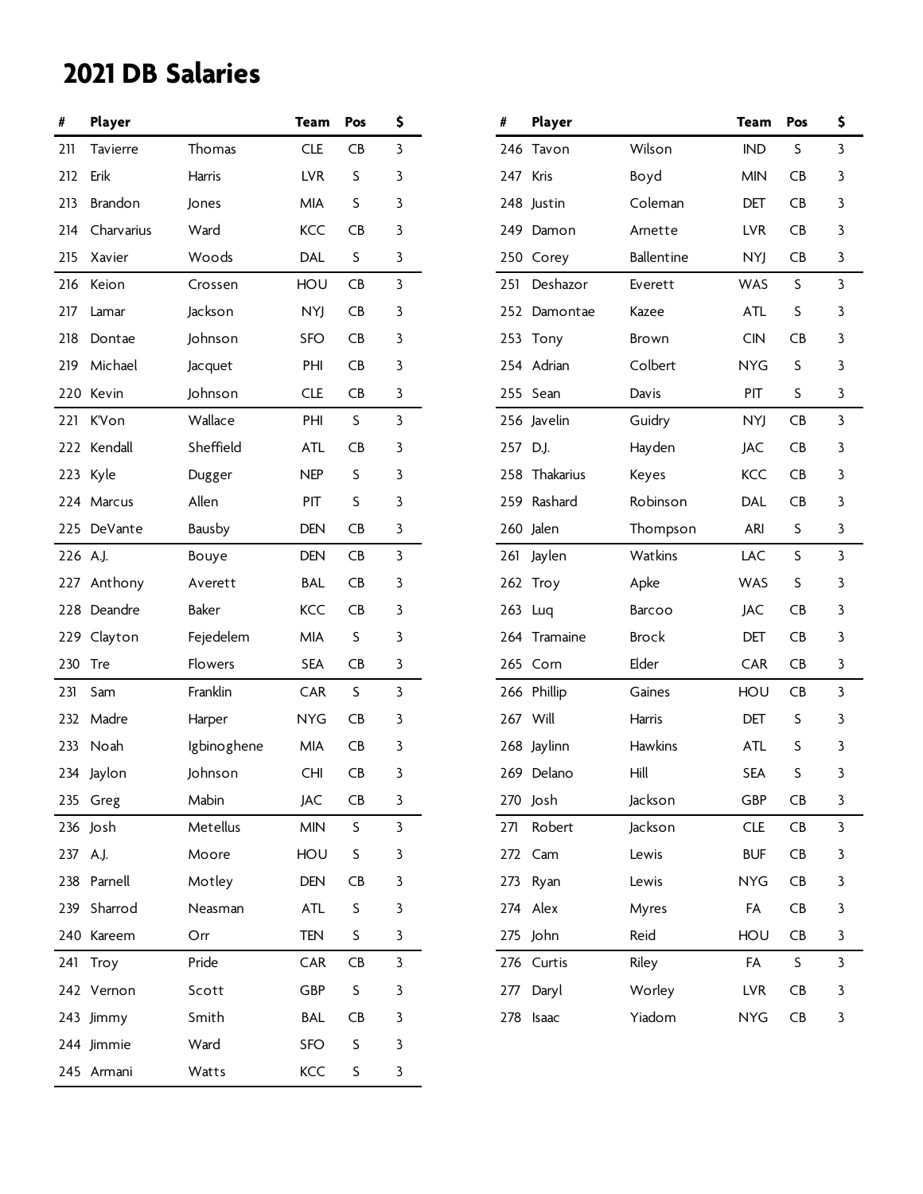# 2021 DB Salaries

| # | Player | | Team | Pos | $ |
|---|---|---|---|---|---|
| 211 | Tavierre | Thomas | CLE | CB | 3 |
| 212 | Erik | Harris | LVR | S | 3 |
| 213 | Brandon | Jones | MIA | S | 3 |
| 214 | Charvarius | Ward | KCC | CB | 3 |
| 215 | Xavier | Woods | DAL | S | 3 |
| 216 | Keion | Crossen | HOU | CB | 3 |
| 217 | Lamar | Jackson | NYJ | CB | 3 |
| 218 | Dontae | Johnson | SFO | CB | 3 |
| 219 | Michael | Jacquet | PHI | CB | 3 |
| 220 | Kevin | Johnson | CLE | CB | 3 |
| 221 | K'Von | Wallace | PHI | S | 3 |
| 222 | Kendall | Sheffield | ATL | CB | 3 |
| 223 | Kyle | Dugger | NEP | S | 3 |
| 224 | Marcus | Allen | PIT | S | 3 |
| 225 | DeVante | Bausby | DEN | CB | 3 |
| 226 | A.J. | Bouye | DEN | CB | 3 |
| 227 | Anthony | Averett | BAL | CB | 3 |
| 228 | Deandre | Baker | KCC | CB | 3 |
| 229 | Clayton | Fejedelem | MIA | S | 3 |
| 230 | Tre | Flowers | SEA | CB | 3 |
| 231 | Sam | Franklin | CAR | S | 3 |
| 232 | Madre | Harper | NYG | CB | 3 |
| 233 | Noah | Igbinoghene | MIA | CB | 3 |
| 234 | Jaylon | Johnson | CHI | CB | 3 |
| 235 | Greg | Mabin | JAC | CB | 3 |
| 236 | Josh | Metellus | MIN | S | 3 |
| 237 | A.J. | Moore | HOU | S | 3 |
| 238 | Parnell | Motley | DEN | CB | 3 |
| 239 | Sharrod | Neasman | ATL | S | 3 |
| 240 | Kareem | Orr | TEN | S | 3 |
| 241 | Troy | Pride | CAR | CB | 3 |
| 242 | Vernon | Scott | GBP | S | 3 |
| 243 | Jimmy | Smith | BAL | CB | 3 |
| 244 | Jimmie | Ward | SFO | S | 3 |
| 245 | Armani | Watts | KCC | S | 3 |
| 246 | Tavon | Wilson | IND | S | 3 |
| 247 | Kris | Boyd | MIN | CB | 3 |
| 248 | Justin | Coleman | DET | CB | 3 |
| 249 | Damon | Arnette | LVR | CB | 3 |
| 250 | Corey | Ballentine | NYJ | CB | 3 |
| 251 | Deshazor | Everett | WAS | S | 3 |
| 252 | Damontae | Kazee | ATL | S | 3 |
| 253 | Tony | Brown | CIN | CB | 3 |
| 254 | Adrian | Colbert | NYG | S | 3 |
| 255 | Sean | Davis | PIT | S | 3 |
| 256 | Javelin | Guidry | NYJ | CB | 3 |
| 257 | D.J. | Hayden | JAC | CB | 3 |
| 258 | Thakarius | Keyes | KCC | CB | 3 |
| 259 | Rashard | Robinson | DAL | CB | 3 |
| 260 | Jalen | Thompson | ARI | S | 3 |
| 261 | Jaylen | Watkins | LAC | S | 3 |
| 262 | Troy | Apke | WAS | S | 3 |
| 263 | Luq | Barcoo | JAC | CB | 3 |
| 264 | Tramaine | Brock | DET | CB | 3 |
| 265 | Corn | Elder | CAR | CB | 3 |
| 266 | Phillip | Gaines | HOU | CB | 3 |
| 267 | Will | Harris | DET | S | 3 |
| 268 | Jaylinn | Hawkins | ATL | S | 3 |
| 269 | Delano | Hill | SEA | S | 3 |
| 270 | Josh | Jackson | GBP | CB | 3 |
| 271 | Robert | Jackson | CLE | CB | 3 |
| 272 | Cam | Lewis | BUF | CB | 3 |
| 273 | Ryan | Lewis | NYG | CB | 3 |
| 274 | Alex | Myres | FA | CB | 3 |
| 275 | John | Reid | HOU | CB | 3 |
| 276 | Curtis | Riley | FA | S | 3 |
| 277 | Daryl | Worley | LVR | CB | 3 |
| 278 | Isaac | Yiadom | NYG | CB | 3 |